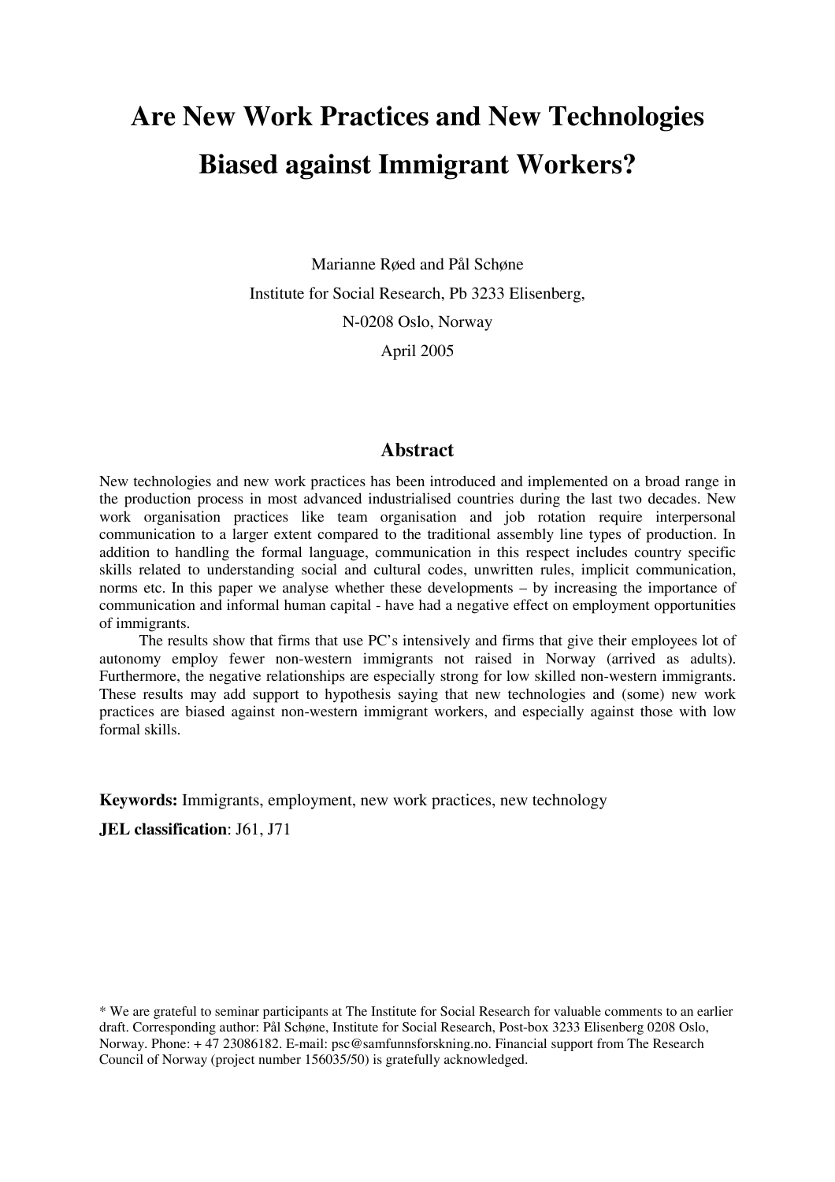# Are New Work Practices and New Technologies Biased against Immigrant Workers?

Marianne Røed and Pål Schøne

Institute for Social Research, Pb 3233 Elisenberg,

N-0208 Oslo, Norway

April 2005

## Abstract

New technologies and new work practices has been introduced and implemented on a broad range in the production process in most advanced industrialised countries during the last two decades. New work organisation practices like team organisation and job rotation require interpersonal communication to a larger extent compared to the traditional assembly line types of production. In addition to handling the formal language, communication in this respect includes country specific skills related to understanding social and cultural codes, unwritten rules, implicit communication, norms etc. In this paper we analyse whether these developments – by increasing the importance of communication and informal human capital - have had a negative effect on employment opportunities of immigrants.

The results show that firms that use PC's intensively and firms that give their employees lot of autonomy employ fewer non-western immigrants not raised in Norway (arrived as adults). Furthermore, the negative relationships are especially strong for low skilled non-western immigrants. These results may add support to hypothesis saying that new technologies and (some) new work practices are biased against non-western immigrant workers, and especially against those with low formal skills.

**Keywords:** Immigrants, employment, new work practices, new technology

**JEL classification**: J61, J71

* We are grateful to seminar participants at The Institute for Social Research for valuable comments to an earlier draft. Corresponding author: Pål Schøne, Institute for Social Research, Post-box 3233 Elisenberg 0208 Oslo, Norway. Phone: + 47 23086182. E-mail: psc@samfunnsforskning.no. Financial support from The Research Council of Norway (project number 156035/50) is gratefully acknowledged.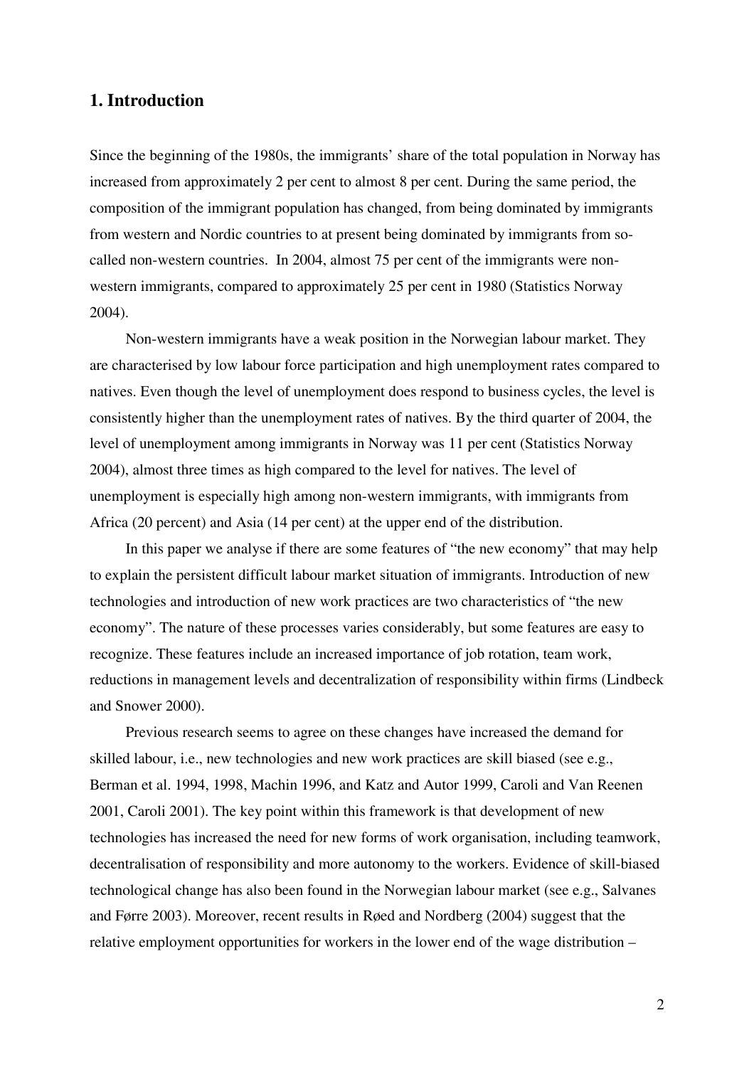## 1. Introduction

Since the beginning of the 1980s, the immigrants' share of the total population in Norway has increased from approximately 2 per cent to almost 8 per cent. During the same period, the composition of the immigrant population has changed, from being dominated by immigrants from western and Nordic countries to at present being dominated by immigrants from so-called non-western countries. In 2004, almost 75 per cent of the immigrants were non-western immigrants, compared to approximately 25 per cent in 1980 (Statistics Norway 2004).

Non-western immigrants have a weak position in the Norwegian labour market. They are characterised by low labour force participation and high unemployment rates compared to natives. Even though the level of unemployment does respond to business cycles, the level is consistently higher than the unemployment rates of natives. By the third quarter of 2004, the level of unemployment among immigrants in Norway was 11 per cent (Statistics Norway 2004), almost three times as high compared to the level for natives. The level of unemployment is especially high among non-western immigrants, with immigrants from Africa (20 percent) and Asia (14 per cent) at the upper end of the distribution.

In this paper we analyse if there are some features of "the new economy" that may help to explain the persistent difficult labour market situation of immigrants. Introduction of new technologies and introduction of new work practices are two characteristics of "the new economy". The nature of these processes varies considerably, but some features are easy to recognize. These features include an increased importance of job rotation, team work, reductions in management levels and decentralization of responsibility within firms (Lindbeck and Snower 2000).

Previous research seems to agree on these changes have increased the demand for skilled labour, i.e., new technologies and new work practices are skill biased (see e.g., Berman et al. 1994, 1998, Machin 1996, and Katz and Autor 1999, Caroli and Van Reenen 2001, Caroli 2001). The key point within this framework is that development of new technologies has increased the need for new forms of work organisation, including teamwork, decentralisation of responsibility and more autonomy to the workers. Evidence of skill-biased technological change has also been found in the Norwegian labour market (see e.g., Salvanes and Førre 2003). Moreover, recent results in Røed and Nordberg (2004) suggest that the relative employment opportunities for workers in the lower end of the wage distribution –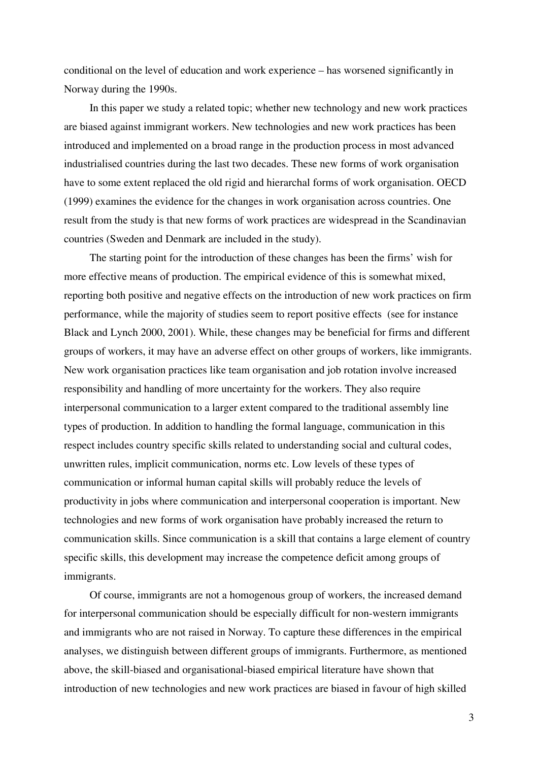conditional on the level of education and work experience – has worsened significantly in Norway during the 1990s.

In this paper we study a related topic; whether new technology and new work practices are biased against immigrant workers. New technologies and new work practices has been introduced and implemented on a broad range in the production process in most advanced industrialised countries during the last two decades. These new forms of work organisation have to some extent replaced the old rigid and hierarchal forms of work organisation. OECD (1999) examines the evidence for the changes in work organisation across countries. One result from the study is that new forms of work practices are widespread in the Scandinavian countries (Sweden and Denmark are included in the study).

The starting point for the introduction of these changes has been the firms' wish for more effective means of production. The empirical evidence of this is somewhat mixed, reporting both positive and negative effects on the introduction of new work practices on firm performance, while the majority of studies seem to report positive effects (see for instance Black and Lynch 2000, 2001). While, these changes may be beneficial for firms and different groups of workers, it may have an adverse effect on other groups of workers, like immigrants. New work organisation practices like team organisation and job rotation involve increased responsibility and handling of more uncertainty for the workers. They also require interpersonal communication to a larger extent compared to the traditional assembly line types of production. In addition to handling the formal language, communication in this respect includes country specific skills related to understanding social and cultural codes, unwritten rules, implicit communication, norms etc. Low levels of these types of communication or informal human capital skills will probably reduce the levels of productivity in jobs where communication and interpersonal cooperation is important. New technologies and new forms of work organisation have probably increased the return to communication skills. Since communication is a skill that contains a large element of country specific skills, this development may increase the competence deficit among groups of immigrants.

Of course, immigrants are not a homogenous group of workers, the increased demand for interpersonal communication should be especially difficult for non-western immigrants and immigrants who are not raised in Norway. To capture these differences in the empirical analyses, we distinguish between different groups of immigrants. Furthermore, as mentioned above, the skill-biased and organisational-biased empirical literature have shown that introduction of new technologies and new work practices are biased in favour of high skilled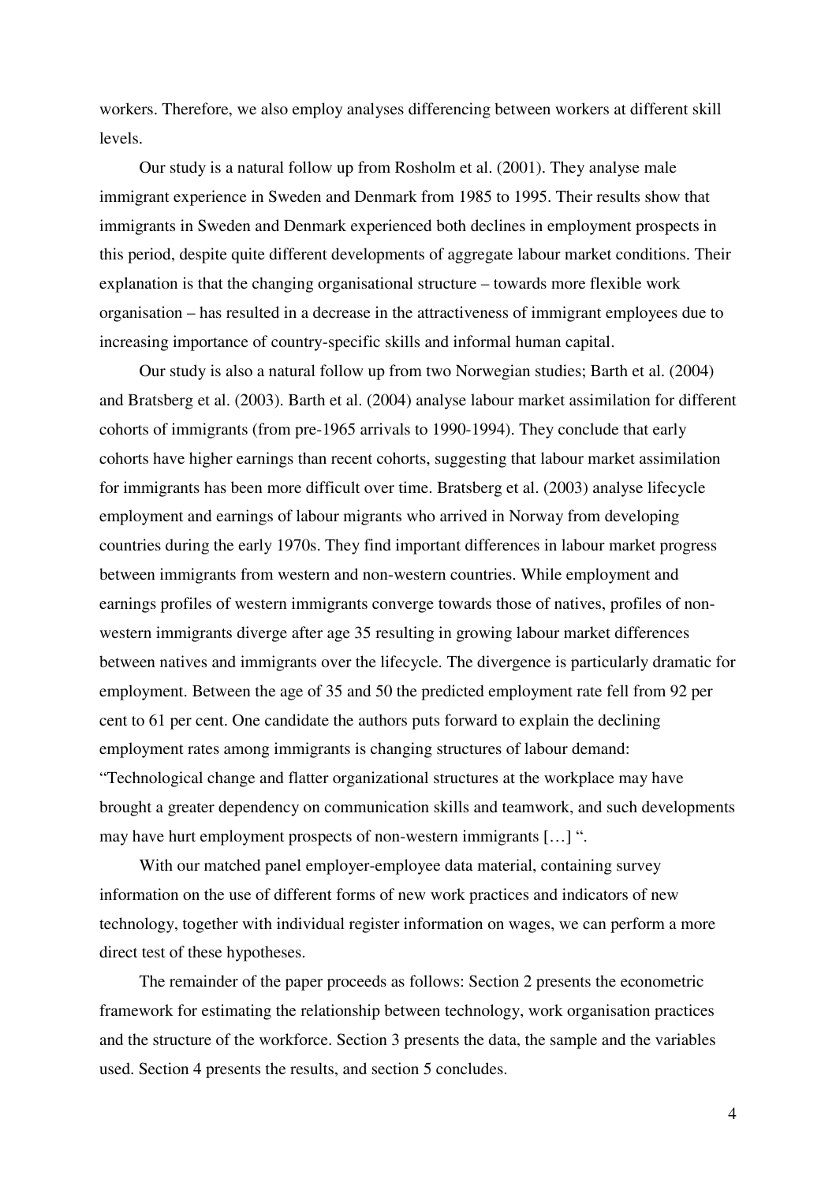workers. Therefore, we also employ analyses differencing between workers at different skill levels.

Our study is a natural follow up from Rosholm et al. (2001). They analyse male immigrant experience in Sweden and Denmark from 1985 to 1995. Their results show that immigrants in Sweden and Denmark experienced both declines in employment prospects in this period, despite quite different developments of aggregate labour market conditions. Their explanation is that the changing organisational structure – towards more flexible work organisation – has resulted in a decrease in the attractiveness of immigrant employees due to increasing importance of country-specific skills and informal human capital.

Our study is also a natural follow up from two Norwegian studies; Barth et al. (2004) and Bratsberg et al. (2003). Barth et al. (2004) analyse labour market assimilation for different cohorts of immigrants (from pre-1965 arrivals to 1990-1994). They conclude that early cohorts have higher earnings than recent cohorts, suggesting that labour market assimilation for immigrants has been more difficult over time. Bratsberg et al. (2003) analyse lifecycle employment and earnings of labour migrants who arrived in Norway from developing countries during the early 1970s. They find important differences in labour market progress between immigrants from western and non-western countries. While employment and earnings profiles of western immigrants converge towards those of natives, profiles of non-western immigrants diverge after age 35 resulting in growing labour market differences between natives and immigrants over the lifecycle. The divergence is particularly dramatic for employment. Between the age of 35 and 50 the predicted employment rate fell from 92 per cent to 61 per cent. One candidate the authors puts forward to explain the declining employment rates among immigrants is changing structures of labour demand: "Technological change and flatter organizational structures at the workplace may have brought a greater dependency on communication skills and teamwork, and such developments may have hurt employment prospects of non-western immigrants […] ".

With our matched panel employer-employee data material, containing survey information on the use of different forms of new work practices and indicators of new technology, together with individual register information on wages, we can perform a more direct test of these hypotheses.

The remainder of the paper proceeds as follows: Section 2 presents the econometric framework for estimating the relationship between technology, work organisation practices and the structure of the workforce. Section 3 presents the data, the sample and the variables used. Section 4 presents the results, and section 5 concludes.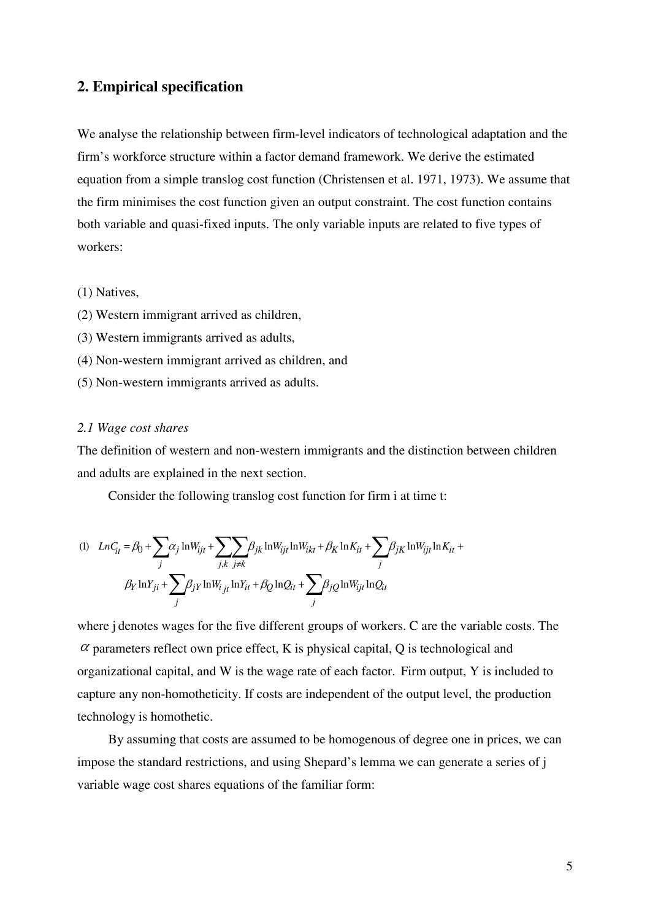## 2. Empirical specification

We analyse the relationship between firm-level indicators of technological adaptation and the firm's workforce structure within a factor demand framework. We derive the estimated equation from a simple translog cost function (Christensen et al. 1971, 1973). We assume that the firm minimises the cost function given an output constraint. The cost function contains both variable and quasi-fixed inputs. The only variable inputs are related to five types of workers:

(1) Natives,
(2) Western immigrant arrived as children,
(3) Western immigrants arrived as adults,
(4) Non-western immigrant arrived as children, and
(5) Non-western immigrants arrived as adults.

### *2.1 Wage cost shares*

The definition of western and non-western immigrants and the distinction between children and adults are explained in the next section.

Consider the following translog cost function for firm i at time t:

$$
\begin{aligned}
(1)\quad LnC_{it} = \beta_0 + \sum_{j} \alpha_j \ln W_{ijt} + \sum_{j,k}\sum_{j \neq k} \beta_{jk} \ln W_{ijt} \ln W_{ikt} + \beta_K \ln K_{it} + \sum_{j} \beta_{jK} \ln W_{ijt} \ln K_{it} + \\
\beta_Y \ln Y_{ji} + \sum_{j} \beta_{jY} \ln W_{i\,jt} \ln Y_{it} + \beta_Q \ln Q_{it} + \sum_{j} \beta_{jQ} \ln W_{ijt} \ln Q_{it}
\end{aligned}
$$

where j denotes wages for the five different groups of workers. C are the variable costs. The $\alpha$ parameters reflect own price effect, K is physical capital, Q is technological and organizational capital, and W is the wage rate of each factor. Firm output, Y is included to capture any non-homotheticity. If costs are independent of the output level, the production technology is homothetic.

By assuming that costs are assumed to be homogenous of degree one in prices, we can impose the standard restrictions, and using Shepard's lemma we can generate a series of j variable wage cost shares equations of the familiar form: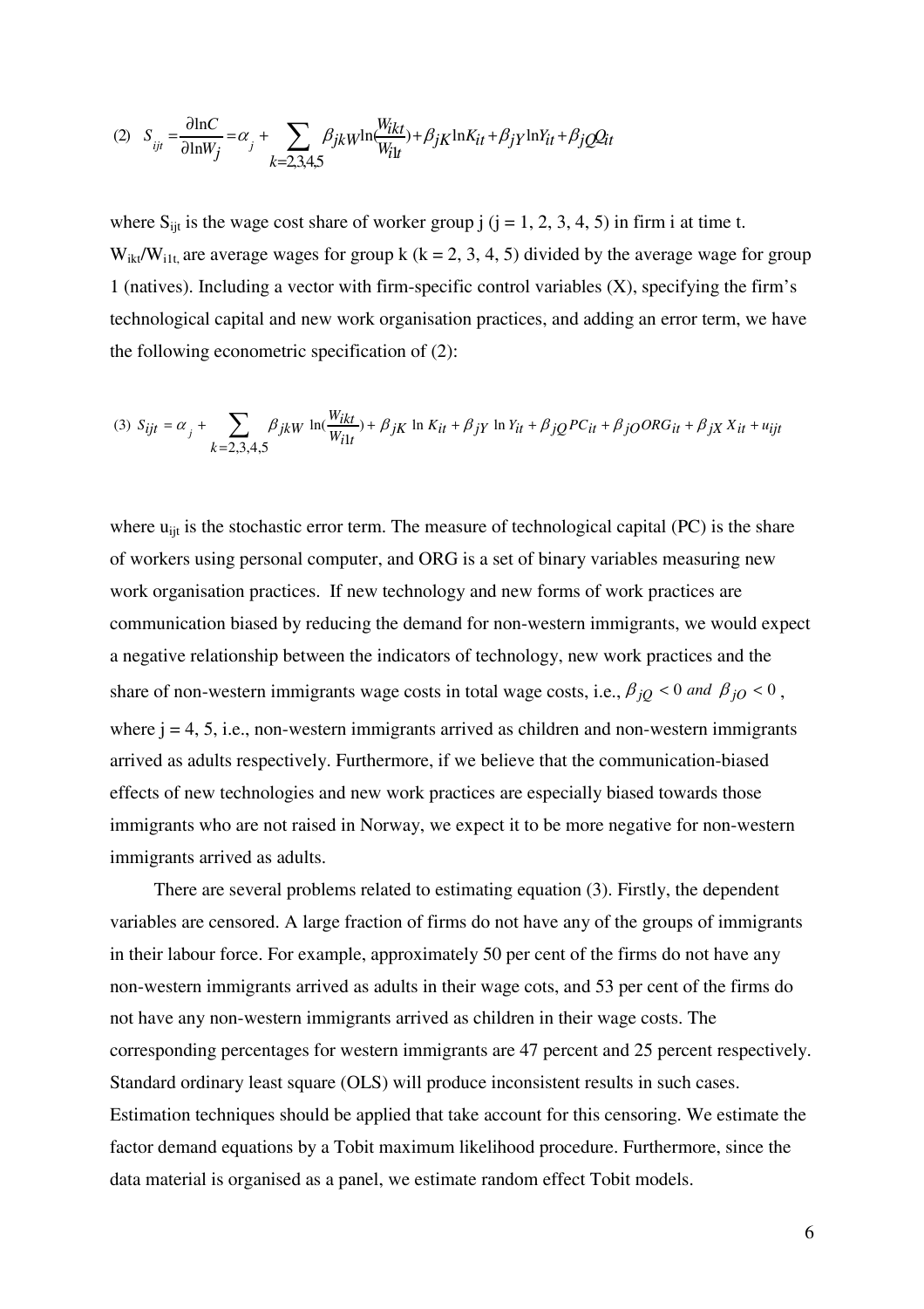$$(2)\quad S_{ijt} = \frac{\partial \ln C}{\partial \ln W_j} = \alpha_j + \sum_{k=2,3,4,5} \beta_{jkW} \ln(\frac{W_{ikt}}{W_{i1t}}) + \beta_{jK} \ln K_{it} + \beta_{jY} \ln Y_{it} + \beta_{jQ} Q_{it}$$

where $S_{ijt}$ is the wage cost share of worker group j (j = 1, 2, 3, 4, 5) in firm i at time t. $W_{ikt}/W_{i1t}$, are average wages for group k (k = 2, 3, 4, 5) divided by the average wage for group 1 (natives). Including a vector with firm-specific control variables (X), specifying the firm's technological capital and new work organisation practices, and adding an error term, we have the following econometric specification of (2):

$$(3)\quad S_{ijt} = \alpha_j + \sum_{k=2,3,4,5} \beta_{jkW} \ln(\frac{W_{ikt}}{W_{i1t}}) + \beta_{jK} \ln K_{it} + \beta_{jY} \ln Y_{it} + \beta_{jQ} PC_{it} + \beta_{jO} ORG_{it} + \beta_{jX} X_{it} + u_{ijt}$$

where $u_{ijt}$ is the stochastic error term. The measure of technological capital (PC) is the share of workers using personal computer, and ORG is a set of binary variables measuring new work organisation practices. If new technology and new forms of work practices are communication biased by reducing the demand for non-western immigrants, we would expect a negative relationship between the indicators of technology, new work practices and the share of non-western immigrants wage costs in total wage costs, i.e., $\beta_{jQ} < 0$ *and* $\beta_{jO} < 0$, where j = 4, 5, i.e., non-western immigrants arrived as children and non-western immigrants arrived as adults respectively. Furthermore, if we believe that the communication-biased effects of new technologies and new work practices are especially biased towards those immigrants who are not raised in Norway, we expect it to be more negative for non-western immigrants arrived as adults.

There are several problems related to estimating equation (3). Firstly, the dependent variables are censored. A large fraction of firms do not have any of the groups of immigrants in their labour force. For example, approximately 50 per cent of the firms do not have any non-western immigrants arrived as adults in their wage cots, and 53 per cent of the firms do not have any non-western immigrants arrived as children in their wage costs. The corresponding percentages for western immigrants are 47 percent and 25 percent respectively. Standard ordinary least square (OLS) will produce inconsistent results in such cases. Estimation techniques should be applied that take account for this censoring. We estimate the factor demand equations by a Tobit maximum likelihood procedure. Furthermore, since the data material is organised as a panel, we estimate random effect Tobit models.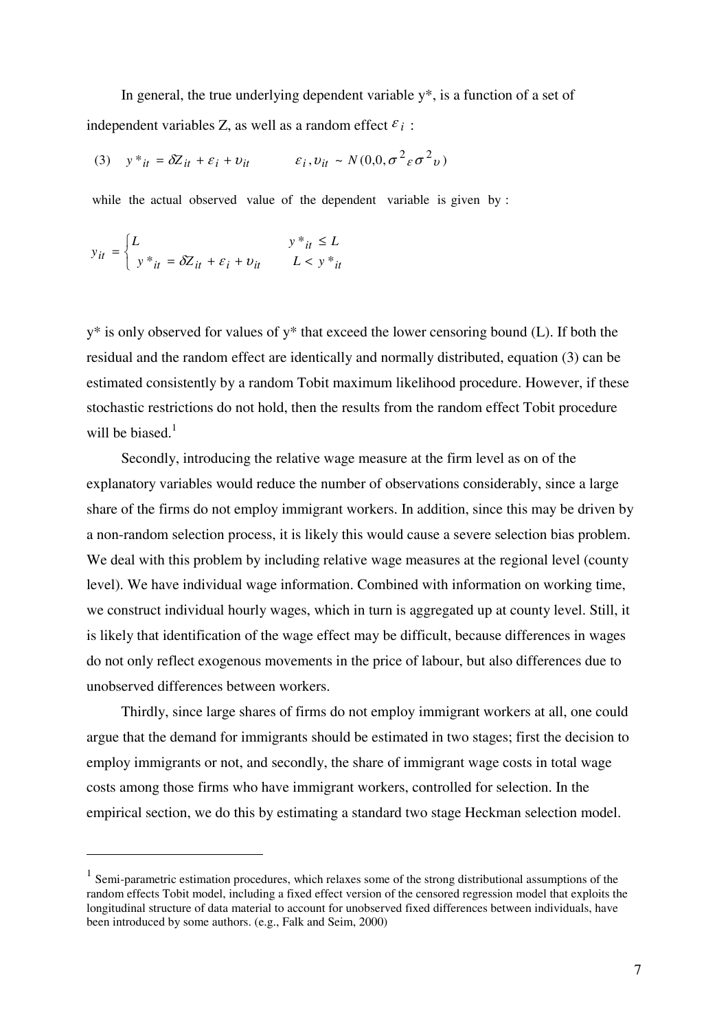In general, the true underlying dependent variable y*, is a function of a set of independent variables Z, as well as a random effect $\varepsilon_i$ :

$$(3) \quad y^*_{it} = \delta Z_{it} + \varepsilon_i + \upsilon_{it} \qquad \varepsilon_i, \upsilon_{it} \sim N(0,0,\sigma^2{}_\varepsilon \sigma^2{}_\upsilon)$$

while the actual observed value of the dependent variable is given by :

$$y_{it} = \begin{cases} L & y^*_{it} \leq L \\ y^*_{it} = \delta Z_{it} + \varepsilon_i + \upsilon_{it} & L < y^*_{it} \end{cases}$$

y* is only observed for values of y* that exceed the lower censoring bound (L). If both the residual and the random effect are identically and normally distributed, equation (3) can be estimated consistently by a random Tobit maximum likelihood procedure. However, if these stochastic restrictions do not hold, then the results from the random effect Tobit procedure will be biased.[1]

Secondly, introducing the relative wage measure at the firm level as on of the explanatory variables would reduce the number of observations considerably, since a large share of the firms do not employ immigrant workers. In addition, since this may be driven by a non-random selection process, it is likely this would cause a severe selection bias problem. We deal with this problem by including relative wage measures at the regional level (county level). We have individual wage information. Combined with information on working time, we construct individual hourly wages, which in turn is aggregated up at county level. Still, it is likely that identification of the wage effect may be difficult, because differences in wages do not only reflect exogenous movements in the price of labour, but also differences due to unobserved differences between workers.

Thirdly, since large shares of firms do not employ immigrant workers at all, one could argue that the demand for immigrants should be estimated in two stages; first the decision to employ immigrants or not, and secondly, the share of immigrant wage costs in total wage costs among those firms who have immigrant workers, controlled for selection. In the empirical section, we do this by estimating a standard two stage Heckman selection model.

---

[1] Semi-parametric estimation procedures, which relaxes some of the strong distributional assumptions of the random effects Tobit model, including a fixed effect version of the censored regression model that exploits the longitudinal structure of data material to account for unobserved fixed differences between individuals, have been introduced by some authors. (e.g., Falk and Seim, 2000)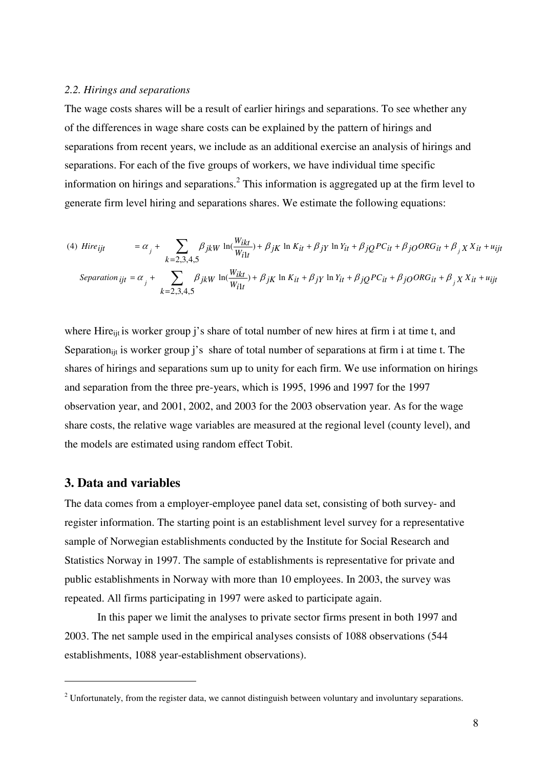*2.2. Hirings and separations*

The wage costs shares will be a result of earlier hirings and separations. To see whether any of the differences in wage share costs can be explained by the pattern of hirings and separations from recent years, we include as an additional exercise an analysis of hirings and separations. For each of the five groups of workers, we have individual time specific information on hirings and separations.[2] This information is aggregated up at the firm level to generate firm level hiring and separations shares. We estimate the following equations:

$$
(4)\quad Hire_{ijt} = \alpha_j + \sum_{k=2,3,4,5} \beta_{jkW} \ln(\frac{W_{ikt}}{W_{i1t}}) + \beta_{jK} \ln K_{it} + \beta_{jY} \ln Y_{it} + \beta_{jQ} PC_{it} + \beta_{jO} ORG_{it} + \beta_{j} X X_{it} + u_{ijt}
$$

$$
Separation_{ijt} = \alpha_j + \sum_{k=2,3,4,5} \beta_{jkW} \ln(\frac{W_{ikt}}{W_{i1t}}) + \beta_{jK} \ln K_{it} + \beta_{jY} \ln Y_{it} + \beta_{jQ} PC_{it} + \beta_{jO} ORG_{it} + \beta_{j} X X_{it} + u_{ijt}
$$

where $Hire_{ijt}$ is worker group j's share of total number of new hires at firm i at time t, and $Separation_{ijt}$ is worker group j's share of total number of separations at firm i at time t. The shares of hirings and separations sum up to unity for each firm. We use information on hirings and separation from the three pre-years, which is 1995, 1996 and 1997 for the 1997 observation year, and 2001, 2002, and 2003 for the 2003 observation year. As for the wage share costs, the relative wage variables are measured at the regional level (county level), and the models are estimated using random effect Tobit.

## 3. Data and variables

The data comes from a employer-employee panel data set, consisting of both survey- and register information. The starting point is an establishment level survey for a representative sample of Norwegian establishments conducted by the Institute for Social Research and Statistics Norway in 1997. The sample of establishments is representative for private and public establishments in Norway with more than 10 employees. In 2003, the survey was repeated. All firms participating in 1997 were asked to participate again.

In this paper we limit the analyses to private sector firms present in both 1997 and 2003. The net sample used in the empirical analyses consists of 1088 observations (544 establishments, 1088 year-establishment observations).

---

[2] Unfortunately, from the register data, we cannot distinguish between voluntary and involuntary separations.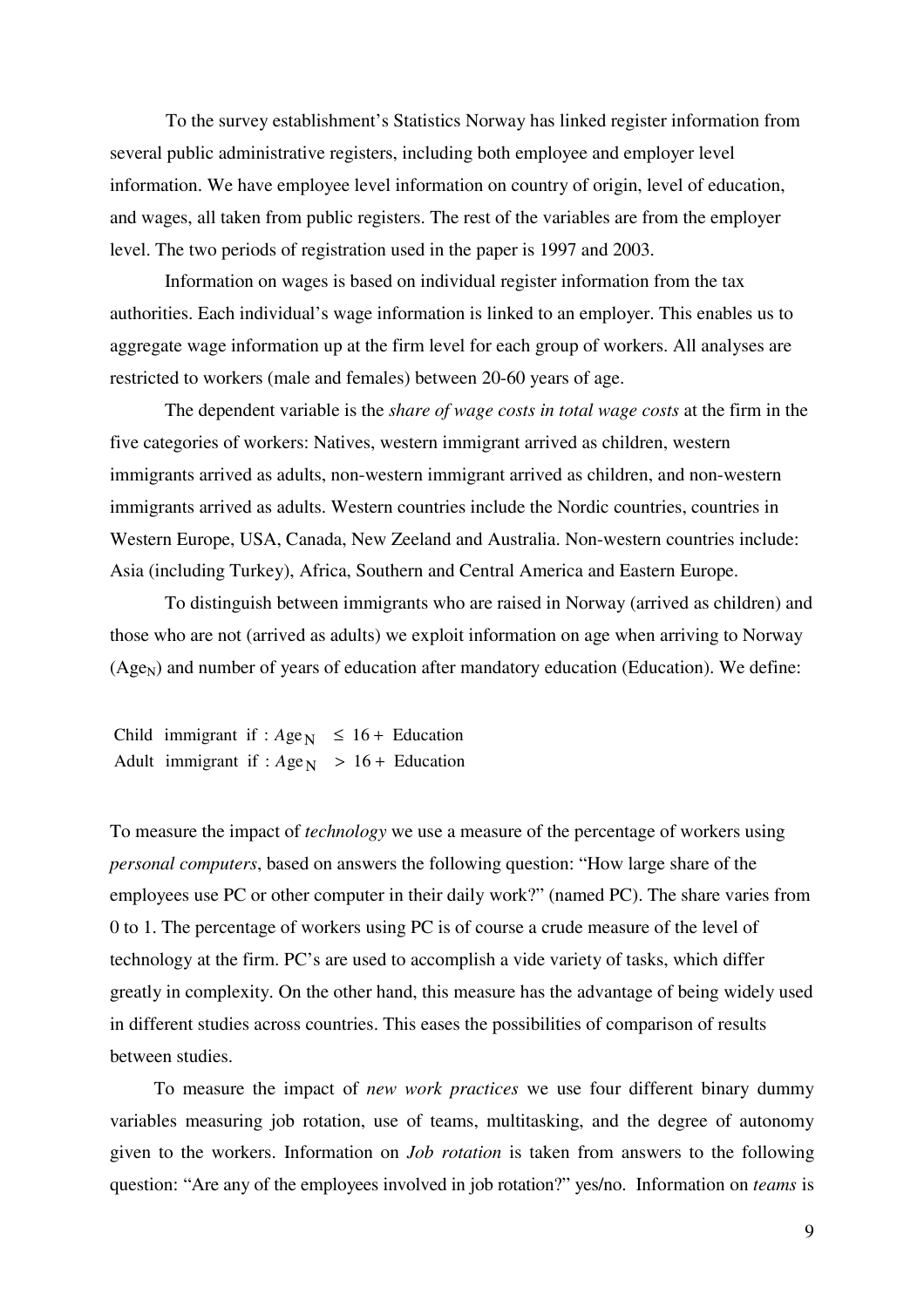To the survey establishment's Statistics Norway has linked register information from several public administrative registers, including both employee and employer level information. We have employee level information on country of origin, level of education, and wages, all taken from public registers. The rest of the variables are from the employer level. The two periods of registration used in the paper is 1997 and 2003.

Information on wages is based on individual register information from the tax authorities. Each individual's wage information is linked to an employer. This enables us to aggregate wage information up at the firm level for each group of workers. All analyses are restricted to workers (male and females) between 20-60 years of age.

The dependent variable is the *share of wage costs in total wage costs* at the firm in the five categories of workers: Natives, western immigrant arrived as children, western immigrants arrived as adults, non-western immigrant arrived as children, and non-western immigrants arrived as adults. Western countries include the Nordic countries, countries in Western Europe, USA, Canada, New Zeeland and Australia. Non-western countries include: Asia (including Turkey), Africa, Southern and Central America and Eastern Europe.

To distinguish between immigrants who are raised in Norway (arrived as children) and those who are not (arrived as adults) we exploit information on age when arriving to Norway ($Age_N$) and number of years of education after mandatory education (Education). We define:

$$\text{Child immigrant if} : Age_N \leq 16 + \text{Education}$$
$$\text{Adult immigrant if} : Age_N > 16 + \text{Education}$$

To measure the impact of *technology* we use a measure of the percentage of workers using *personal computers*, based on answers the following question: "How large share of the employees use PC or other computer in their daily work?" (named PC). The share varies from 0 to 1. The percentage of workers using PC is of course a crude measure of the level of technology at the firm. PC's are used to accomplish a vide variety of tasks, which differ greatly in complexity. On the other hand, this measure has the advantage of being widely used in different studies across countries. This eases the possibilities of comparison of results between studies.

To measure the impact of *new work practices* we use four different binary dummy variables measuring job rotation, use of teams, multitasking, and the degree of autonomy given to the workers. Information on *Job rotation* is taken from answers to the following question: "Are any of the employees involved in job rotation?" yes/no. Information on *teams* is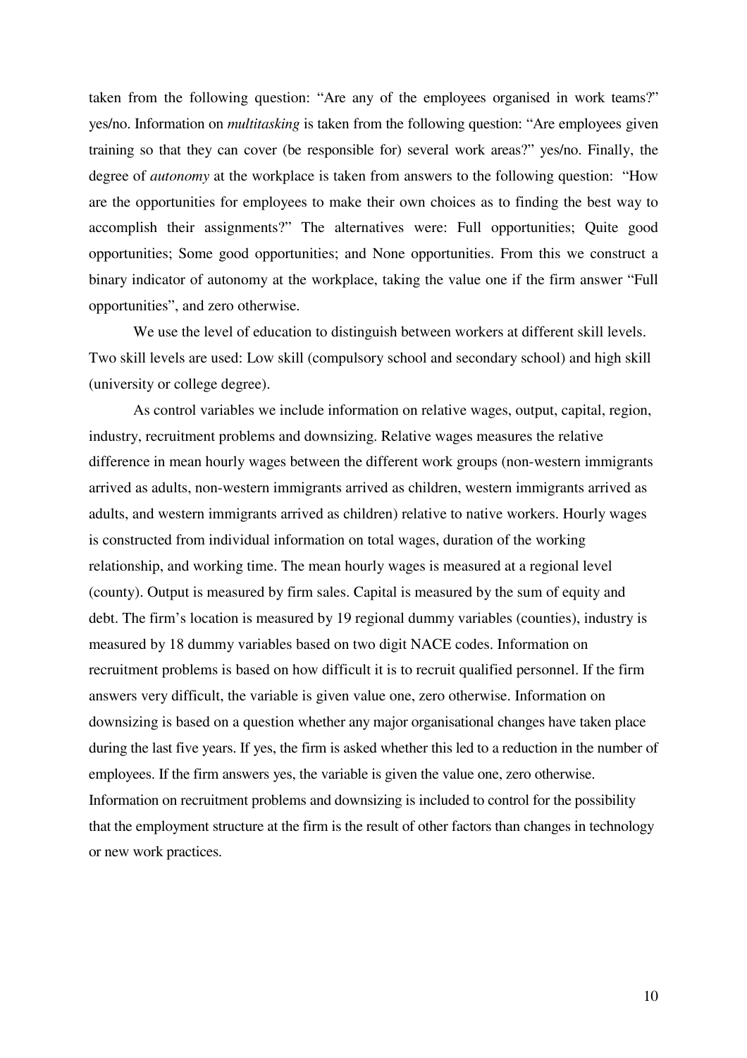taken from the following question: "Are any of the employees organised in work teams?" yes/no. Information on *multitasking* is taken from the following question: "Are employees given training so that they can cover (be responsible for) several work areas?" yes/no. Finally, the degree of *autonomy* at the workplace is taken from answers to the following question: "How are the opportunities for employees to make their own choices as to finding the best way to accomplish their assignments?" The alternatives were: Full opportunities; Quite good opportunities; Some good opportunities; and None opportunities. From this we construct a binary indicator of autonomy at the workplace, taking the value one if the firm answer "Full opportunities", and zero otherwise.

We use the level of education to distinguish between workers at different skill levels. Two skill levels are used: Low skill (compulsory school and secondary school) and high skill (university or college degree).

As control variables we include information on relative wages, output, capital, region, industry, recruitment problems and downsizing. Relative wages measures the relative difference in mean hourly wages between the different work groups (non-western immigrants arrived as adults, non-western immigrants arrived as children, western immigrants arrived as adults, and western immigrants arrived as children) relative to native workers. Hourly wages is constructed from individual information on total wages, duration of the working relationship, and working time. The mean hourly wages is measured at a regional level (county). Output is measured by firm sales. Capital is measured by the sum of equity and debt. The firm's location is measured by 19 regional dummy variables (counties), industry is measured by 18 dummy variables based on two digit NACE codes. Information on recruitment problems is based on how difficult it is to recruit qualified personnel. If the firm answers very difficult, the variable is given value one, zero otherwise. Information on downsizing is based on a question whether any major organisational changes have taken place during the last five years. If yes, the firm is asked whether this led to a reduction in the number of employees. If the firm answers yes, the variable is given the value one, zero otherwise. Information on recruitment problems and downsizing is included to control for the possibility that the employment structure at the firm is the result of other factors than changes in technology or new work practices.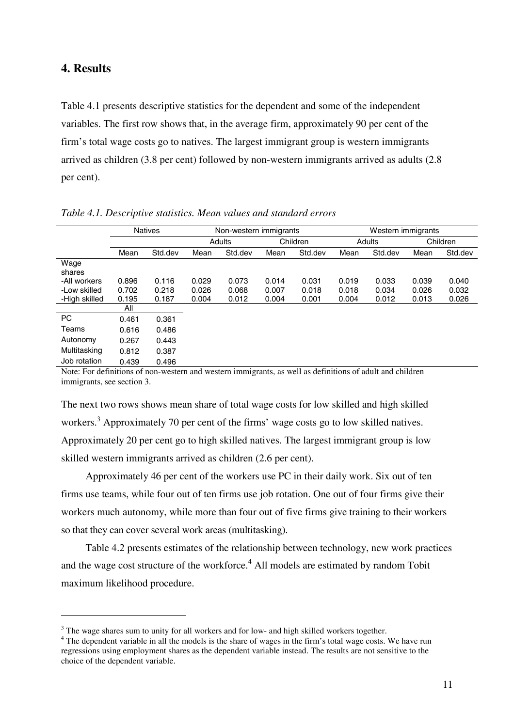## 4. Results

Table 4.1 presents descriptive statistics for the dependent and some of the independent variables. The first row shows that, in the average firm, approximately 90 per cent of the firm's total wage costs go to natives. The largest immigrant group is western immigrants arrived as children (3.8 per cent) followed by non-western immigrants arrived as adults (2.8 per cent).

*Table 4.1. Descriptive statistics. Mean values and standard errors*

| | Natives | | Non-western immigrants | | | | Western immigrants | | | |
|---|---|---|---|---|---|---|---|---|---|---|
| | | | Adults | | Children | | Adults | | Children | |
| | Mean | Std.dev | Mean | Std.dev | Mean | Std.dev | Mean | Std.dev | Mean | Std.dev |
| Wage shares | | | | | | | | | | |
| -All workers | 0.896 | 0.116 | 0.029 | 0.073 | 0.014 | 0.031 | 0.019 | 0.033 | 0.039 | 0.040 |
| -Low skilled | 0.702 | 0.218 | 0.026 | 0.068 | 0.007 | 0.018 | 0.018 | 0.034 | 0.026 | 0.032 |
| -High skilled | 0.195 | 0.187 | 0.004 | 0.012 | 0.004 | 0.001 | 0.004 | 0.012 | 0.013 | 0.026 |
| | All | | | | | | | | | |
| PC | 0.461 | 0.361 | | | | | | | | |
| Teams | 0.616 | 0.486 | | | | | | | | |
| Autonomy | 0.267 | 0.443 | | | | | | | | |
| Multitasking | 0.812 | 0.387 | | | | | | | | |
| Job rotation | 0.439 | 0.496 | | | | | | | | |

Note: For definitions of non-western and western immigrants, as well as definitions of adult and children immigrants, see section 3.

The next two rows shows mean share of total wage costs for low skilled and high skilled workers.[3] Approximately 70 per cent of the firms' wage costs go to low skilled natives. Approximately 20 per cent go to high skilled natives. The largest immigrant group is low skilled western immigrants arrived as children (2.6 per cent).

Approximately 46 per cent of the workers use PC in their daily work. Six out of ten firms use teams, while four out of ten firms use job rotation. One out of four firms give their workers much autonomy, while more than four out of five firms give training to their workers so that they can cover several work areas (multitasking).

Table 4.2 presents estimates of the relationship between technology, new work practices and the wage cost structure of the workforce.[4] All models are estimated by random Tobit maximum likelihood procedure.

---

[3] The wage shares sum to unity for all workers and for low- and high skilled workers together.

[4] The dependent variable in all the models is the share of wages in the firm's total wage costs. We have run regressions using employment shares as the dependent variable instead. The results are not sensitive to the choice of the dependent variable.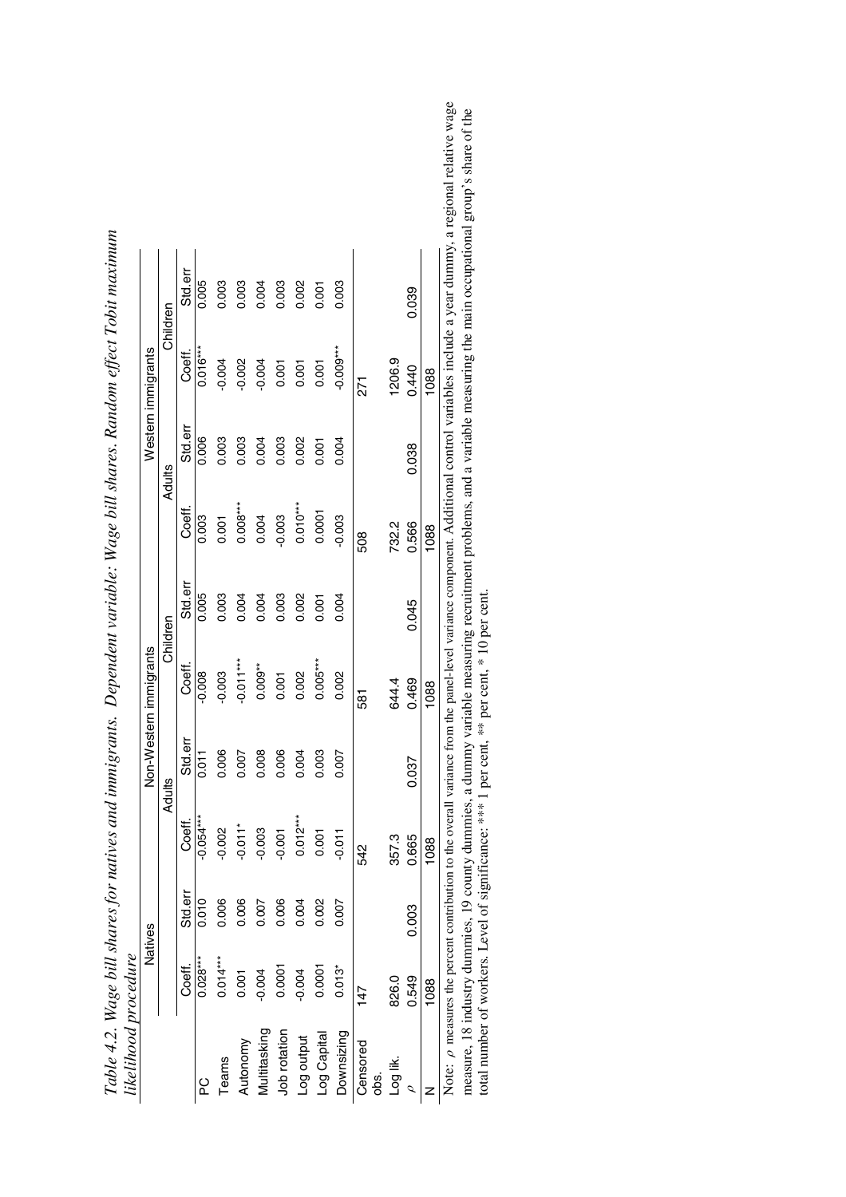*Table 4.2. Wage bill shares for natives and immigrants. Dependent variable: Wage bill shares. Random effect Tobit maximum likelihood procedure*

| | Natives | | Non-Western immigrants | | | | Western immigrants | | | |
|---|---|---|---|---|---|---|---|---|---|---|
| | | | Adults | | Children | | Adults | | Children | |
| | Coeff. | Std.err | Coeff. | Std.err | Coeff. | Std.err | Coeff. | Std.err | Coeff. | Std.err |
| PC | 0.028*** | 0.010 | -0.054*** | 0.011 | -0.008 | 0.005 | 0.003 | 0.006 | 0.016*** | 0.005 |
| Teams | 0.014*** | 0.006 | -0.002 | 0.006 | -0.003 | 0.003 | 0.001 | 0.003 | -0.004 | 0.003 |
| Autonomy | 0.001 | 0.006 | -0.011* | 0.007 | -0.011*** | 0.004 | 0.008*** | 0.003 | -0.002 | 0.003 |
| Multitasking | -0.004 | 0.007 | -0.003 | 0.008 | 0.009** | 0.004 | 0.004 | 0.004 | -0.004 | 0.004 |
| Job rotation | 0.0001 | 0.006 | -0.001 | 0.006 | 0.001 | 0.003 | -0.003 | 0.003 | 0.001 | 0.003 |
| Log output | -0.004 | 0.004 | 0.012*** | 0.004 | 0.002 | 0.002 | 0.010*** | 0.002 | 0.001 | 0.002 |
| Log Capital | 0.0001 | 0.002 | 0.001 | 0.003 | 0.005*** | 0.001 | 0.0001 | 0.001 | 0.001 | 0.001 |
| Downsizing | 0.013* | 0.007 | -0.011 | 0.007 | 0.002 | 0.004 | -0.003 | 0.004 | -0.009*** | 0.003 |
| Censored obs. | 147 | | 542 | | 581 | | 508 | | 271 | |
| Log lik. | 826.0 | | 357.3 | | 644.4 | | 732.2 | | 1206.9 | |
| $\rho$ | 0.549 | 0.003 | 0.665 | 0.037 | 0.469 | 0.045 | 0.566 | 0.038 | 0.440 | 0.039 |
| N | 1088 | | 1088 | | 1088 | | 1088 | | 1088 | |

Note: $\rho$ measures the percent contribution to the overall variance from the panel-level variance component. Additional control variables include a year dummy, a regional relative wage measure, 18 industry dummies, 19 county dummies, a dummy variable measuring recruitment problems, and a variable measuring the main occupational group's share of the total number of workers. Level of significance: *** 1 per cent, ** per cent, * 10 per cent.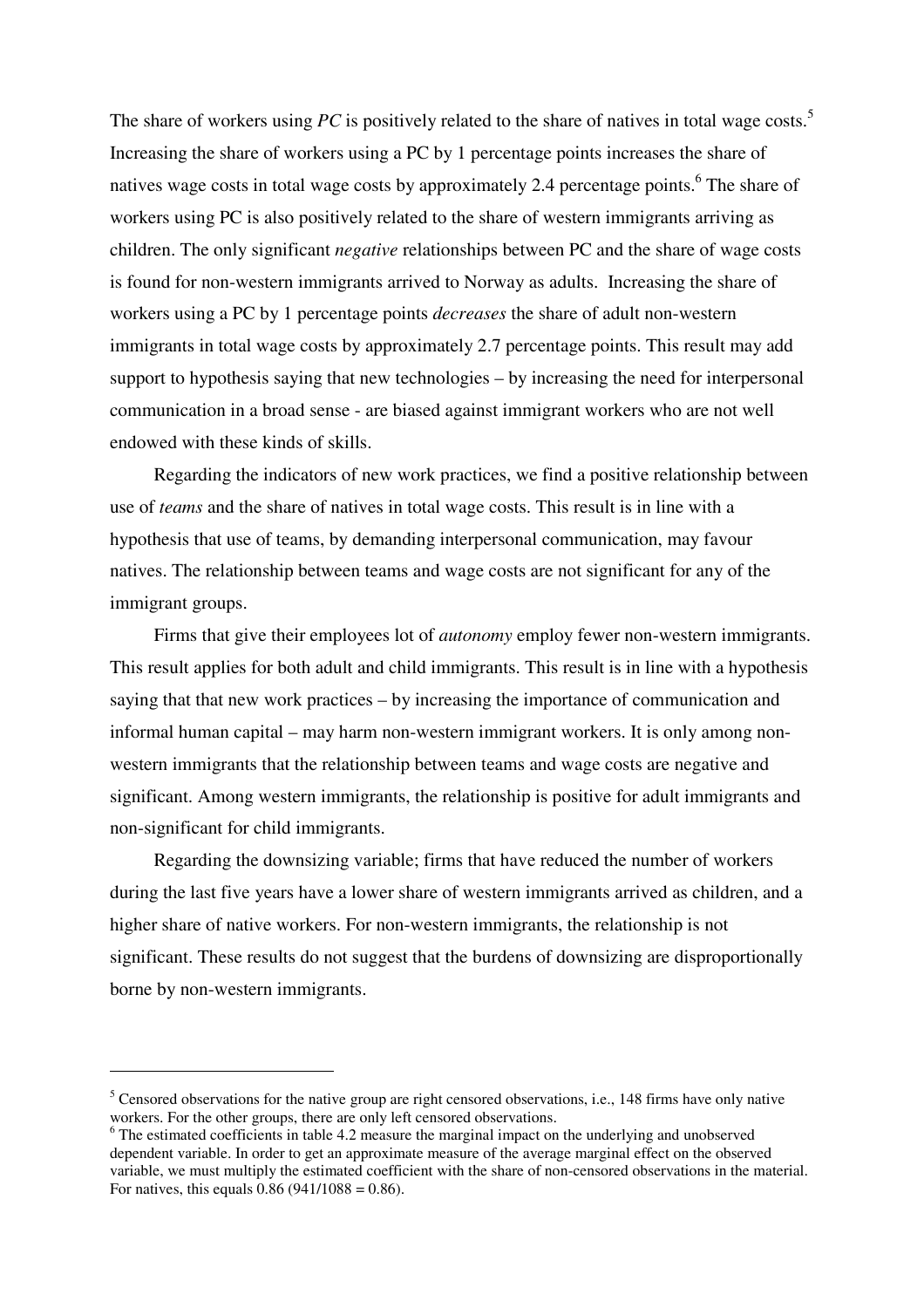The share of workers using *PC* is positively related to the share of natives in total wage costs.[5] Increasing the share of workers using a PC by 1 percentage points increases the share of natives wage costs in total wage costs by approximately 2.4 percentage points.[6] The share of workers using PC is also positively related to the share of western immigrants arriving as children. The only significant *negative* relationships between PC and the share of wage costs is found for non-western immigrants arrived to Norway as adults. Increasing the share of workers using a PC by 1 percentage points *decreases* the share of adult non-western immigrants in total wage costs by approximately 2.7 percentage points. This result may add support to hypothesis saying that new technologies – by increasing the need for interpersonal communication in a broad sense - are biased against immigrant workers who are not well endowed with these kinds of skills.

Regarding the indicators of new work practices, we find a positive relationship between use of *teams* and the share of natives in total wage costs. This result is in line with a hypothesis that use of teams, by demanding interpersonal communication, may favour natives. The relationship between teams and wage costs are not significant for any of the immigrant groups.

Firms that give their employees lot of *autonomy* employ fewer non-western immigrants. This result applies for both adult and child immigrants. This result is in line with a hypothesis saying that that new work practices – by increasing the importance of communication and informal human capital – may harm non-western immigrant workers. It is only among non-western immigrants that the relationship between teams and wage costs are negative and significant. Among western immigrants, the relationship is positive for adult immigrants and non-significant for child immigrants.

Regarding the downsizing variable; firms that have reduced the number of workers during the last five years have a lower share of western immigrants arrived as children, and a higher share of native workers. For non-western immigrants, the relationship is not significant. These results do not suggest that the burdens of downsizing are disproportionally borne by non-western immigrants.

---

[5] Censored observations for the native group are right censored observations, i.e., 148 firms have only native workers. For the other groups, there are only left censored observations.

[6] The estimated coefficients in table 4.2 measure the marginal impact on the underlying and unobserved dependent variable. In order to get an approximate measure of the average marginal effect on the observed variable, we must multiply the estimated coefficient with the share of non-censored observations in the material. For natives, this equals 0.86 (941/1088 = 0.86).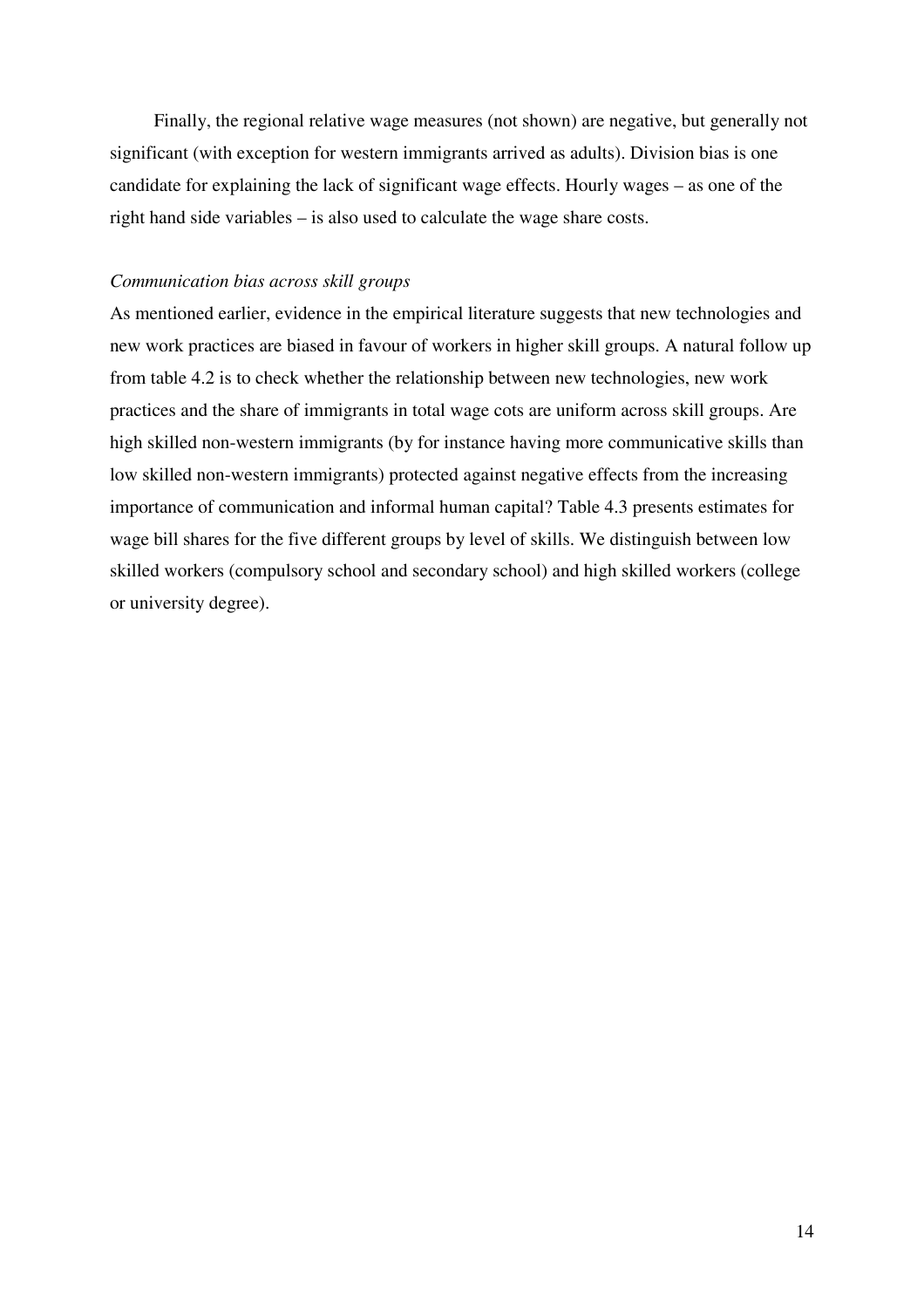Finally, the regional relative wage measures (not shown) are negative, but generally not significant (with exception for western immigrants arrived as adults). Division bias is one candidate for explaining the lack of significant wage effects. Hourly wages – as one of the right hand side variables – is also used to calculate the wage share costs.

*Communication bias across skill groups*

As mentioned earlier, evidence in the empirical literature suggests that new technologies and new work practices are biased in favour of workers in higher skill groups. A natural follow up from table 4.2 is to check whether the relationship between new technologies, new work practices and the share of immigrants in total wage cots are uniform across skill groups. Are high skilled non-western immigrants (by for instance having more communicative skills than low skilled non-western immigrants) protected against negative effects from the increasing importance of communication and informal human capital? Table 4.3 presents estimates for wage bill shares for the five different groups by level of skills. We distinguish between low skilled workers (compulsory school and secondary school) and high skilled workers (college or university degree).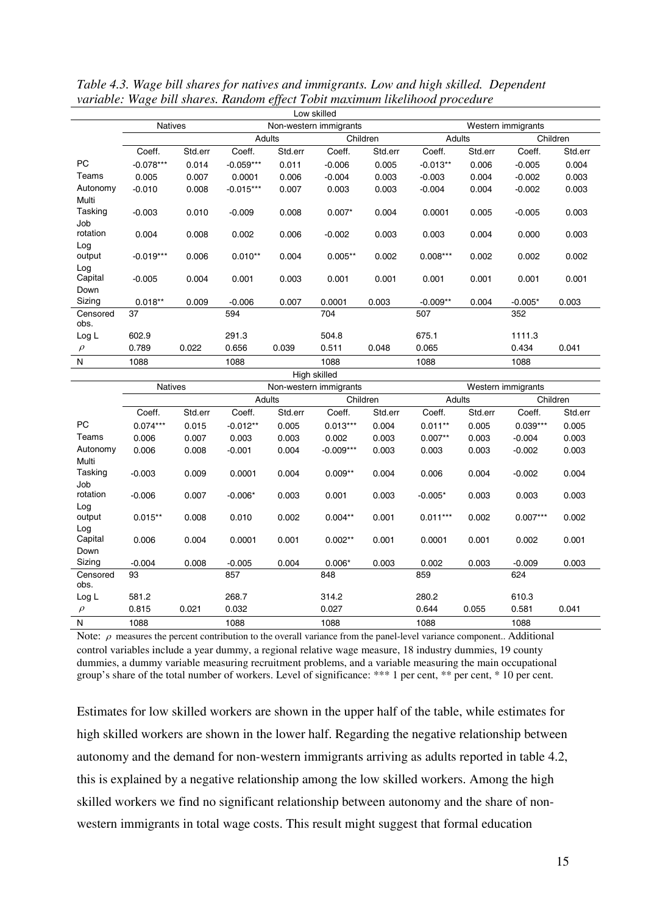*Table 4.3. Wage bill shares for natives and immigrants. Low and high skilled. Dependent variable: Wage bill shares. Random effect Tobit maximum likelihood procedure*

| Low skilled | | | | | | | | | | |
|---|---|---|---|---|---|---|---|---|---|---|
| | Natives | | Non-western immigrants | | | | Western immigrants | | | |
| | | | Adults | | Children | | Adults | | Children | |
| | Coeff. | Std.err | Coeff. | Std.err | Coeff. | Std.err | Coeff. | Std.err | Coeff. | Std.err |
| PC | -0.078*** | 0.014 | -0.059*** | 0.011 | -0.006 | 0.005 | -0.013** | 0.006 | -0.005 | 0.004 |
| Teams | 0.005 | 0.007 | 0.0001 | 0.006 | -0.004 | 0.003 | -0.003 | 0.004 | -0.002 | 0.003 |
| Autonomy | -0.010 | 0.008 | -0.015*** | 0.007 | 0.003 | 0.003 | -0.004 | 0.004 | -0.002 | 0.003 |
| Multi Tasking | -0.003 | 0.010 | -0.009 | 0.008 | 0.007* | 0.004 | 0.0001 | 0.005 | -0.005 | 0.003 |
| Job rotation | 0.004 | 0.008 | 0.002 | 0.006 | -0.002 | 0.003 | 0.003 | 0.004 | 0.000 | 0.003 |
| Log output | -0.019*** | 0.006 | 0.010** | 0.004 | 0.005** | 0.002 | 0.008*** | 0.002 | 0.002 | 0.002 |
| Log Capital | -0.005 | 0.004 | 0.001 | 0.003 | 0.001 | 0.001 | 0.001 | 0.001 | 0.001 | 0.001 |
| Down Sizing | 0.018** | 0.009 | -0.006 | 0.007 | 0.0001 | 0.003 | -0.009** | 0.004 | -0.005* | 0.003 |
| Censored obs. | 37 | | 594 | | 704 | | 507 | | 352 | |
| Log L | 602.9 | | 291.3 | | 504.8 | | 675.1 | | 1111.3 | |
| $\rho$ | 0.789 | 0.022 | 0.656 | 0.039 | 0.511 | 0.048 | 0.065 | | 0.434 | 0.041 |
| N | 1088 | | 1088 | | 1088 | | 1088 | | 1088 | |
| **High skilled** | | | | | | | | | | |
| | Natives | | Non-western immigrants | | | | Western immigrants | | | |
| | | | Adults | | Children | | Adults | | Children | |
| | Coeff. | Std.err | Coeff. | Std.err | Coeff. | Std.err | Coeff. | Std.err | Coeff. | Std.err |
| PC | 0.074*** | 0.015 | -0.012** | 0.005 | 0.013*** | 0.004 | 0.011** | 0.005 | 0.039*** | 0.005 |
| Teams | 0.006 | 0.007 | 0.003 | 0.003 | 0.002 | 0.003 | 0.007** | 0.003 | -0.004 | 0.003 |
| Autonomy | 0.006 | 0.008 | -0.001 | 0.004 | -0.009*** | 0.003 | 0.003 | 0.003 | -0.002 | 0.003 |
| Multi Tasking | -0.003 | 0.009 | 0.0001 | 0.004 | 0.009** | 0.004 | 0.006 | 0.004 | -0.002 | 0.004 |
| Job rotation | -0.006 | 0.007 | -0.006* | 0.003 | 0.001 | 0.003 | -0.005* | 0.003 | 0.003 | 0.003 |
| Log output | 0.015** | 0.008 | 0.010 | 0.002 | 0.004** | 0.001 | 0.011*** | 0.002 | 0.007*** | 0.002 |
| Log Capital | 0.006 | 0.004 | 0.0001 | 0.001 | 0.002** | 0.001 | 0.0001 | 0.001 | 0.002 | 0.001 |
| Down Sizing | -0.004 | 0.008 | -0.005 | 0.004 | 0.006* | 0.003 | 0.002 | 0.003 | -0.009 | 0.003 |
| Censored obs. | 93 | | 857 | | 848 | | 859 | | 624 | |
| Log L | 581.2 | | 268.7 | | 314.2 | | 280.2 | | 610.3 | |
| $\rho$ | 0.815 | 0.021 | 0.032 | | 0.027 | | 0.644 | 0.055 | 0.581 | 0.041 |
| N | 1088 | | 1088 | | 1088 | | 1088 | | 1088 | |

Note: $\rho$ measures the percent contribution to the overall variance from the panel-level variance component.. Additional control variables include a year dummy, a regional relative wage measure, 18 industry dummies, 19 county dummies, a dummy variable measuring recruitment problems, and a variable measuring the main occupational group's share of the total number of workers. Level of significance: *** 1 per cent, ** per cent, * 10 per cent.

Estimates for low skilled workers are shown in the upper half of the table, while estimates for high skilled workers are shown in the lower half. Regarding the negative relationship between autonomy and the demand for non-western immigrants arriving as adults reported in table 4.2, this is explained by a negative relationship among the low skilled workers. Among the high skilled workers we find no significant relationship between autonomy and the share of non-western immigrants in total wage costs. This result might suggest that formal education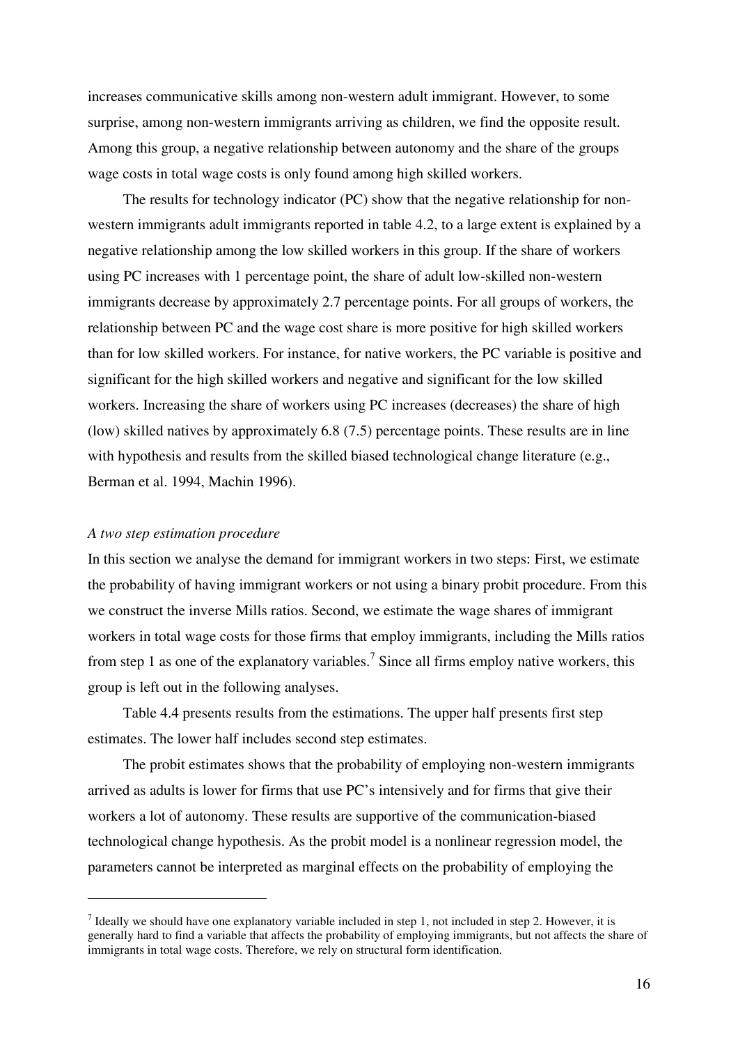increases communicative skills among non-western adult immigrant. However, to some surprise, among non-western immigrants arriving as children, we find the opposite result. Among this group, a negative relationship between autonomy and the share of the groups wage costs in total wage costs is only found among high skilled workers.

The results for technology indicator (PC) show that the negative relationship for non-western immigrants adult immigrants reported in table 4.2, to a large extent is explained by a negative relationship among the low skilled workers in this group. If the share of workers using PC increases with 1 percentage point, the share of adult low-skilled non-western immigrants decrease by approximately 2.7 percentage points. For all groups of workers, the relationship between PC and the wage cost share is more positive for high skilled workers than for low skilled workers. For instance, for native workers, the PC variable is positive and significant for the high skilled workers and negative and significant for the low skilled workers. Increasing the share of workers using PC increases (decreases) the share of high (low) skilled natives by approximately 6.8 (7.5) percentage points. These results are in line with hypothesis and results from the skilled biased technological change literature (e.g., Berman et al. 1994, Machin 1996).

*A two step estimation procedure*

In this section we analyse the demand for immigrant workers in two steps: First, we estimate the probability of having immigrant workers or not using a binary probit procedure. From this we construct the inverse Mills ratios. Second, we estimate the wage shares of immigrant workers in total wage costs for those firms that employ immigrants, including the Mills ratios from step 1 as one of the explanatory variables.[7] Since all firms employ native workers, this group is left out in the following analyses.

Table 4.4 presents results from the estimations. The upper half presents first step estimates. The lower half includes second step estimates.

The probit estimates shows that the probability of employing non-western immigrants arrived as adults is lower for firms that use PC's intensively and for firms that give their workers a lot of autonomy. These results are supportive of the communication-biased technological change hypothesis. As the probit model is a nonlinear regression model, the parameters cannot be interpreted as marginal effects on the probability of employing the

[7] Ideally we should have one explanatory variable included in step 1, not included in step 2. However, it is generally hard to find a variable that affects the probability of employing immigrants, but not affects the share of immigrants in total wage costs. Therefore, we rely on structural form identification.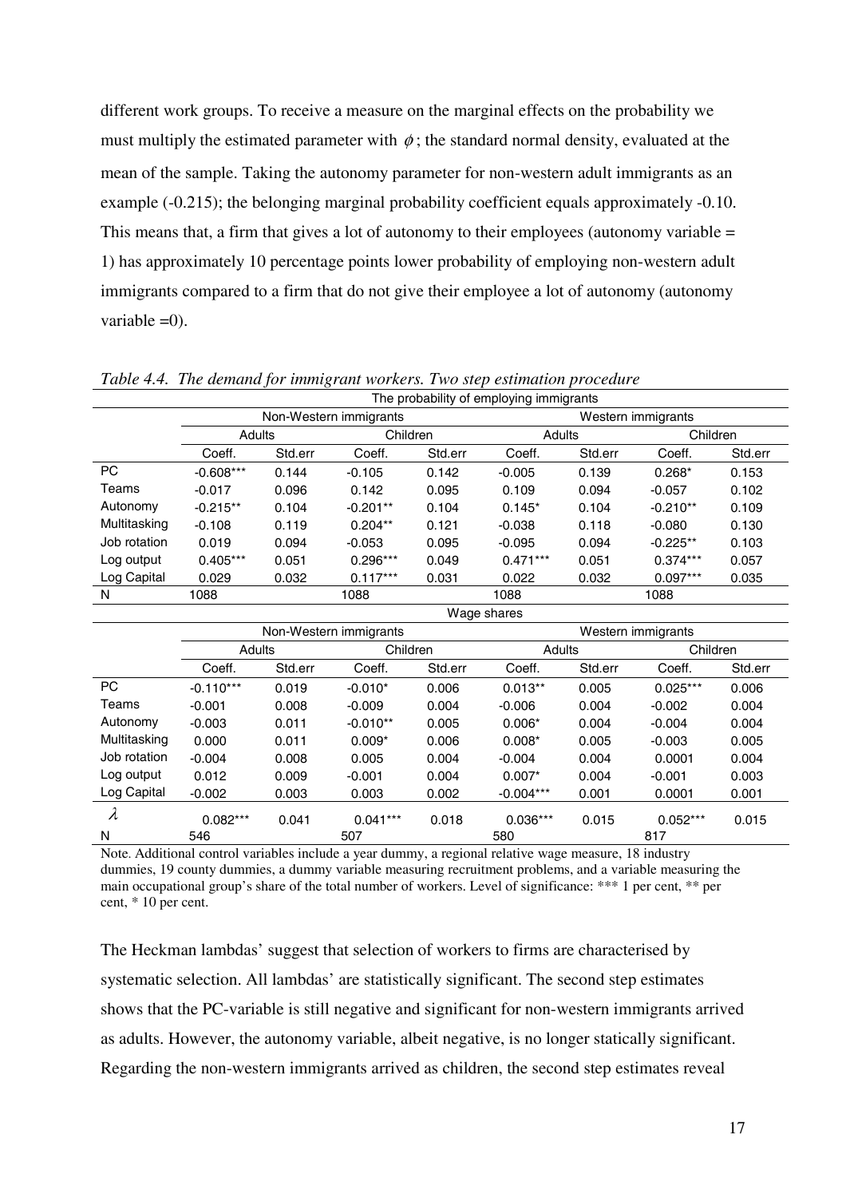different work groups. To receive a measure on the marginal effects on the probability we must multiply the estimated parameter with $\phi$; the standard normal density, evaluated at the mean of the sample. Taking the autonomy parameter for non-western adult immigrants as an example (-0.215); the belonging marginal probability coefficient equals approximately -0.10. This means that, a firm that gives a lot of autonomy to their employees (autonomy variable = 1) has approximately 10 percentage points lower probability of employing non-western adult immigrants compared to a firm that do not give their employee a lot of autonomy (autonomy variable =0).

*Table 4.4. The demand for immigrant workers. Two step estimation procedure*

| | The probability of employing immigrants | | | | | | | |
|---|---|---|---|---|---|---|---|---|
| | Non-Western immigrants | | | | Western immigrants | | | |
| | Adults | | Children | | Adults | | Children | |
| | Coeff. | Std.err | Coeff. | Std.err | Coeff. | Std.err | Coeff. | Std.err |
| PC | -0.608*** | 0.144 | -0.105 | 0.142 | -0.005 | 0.139 | 0.268* | 0.153 |
| Teams | -0.017 | 0.096 | 0.142 | 0.095 | 0.109 | 0.094 | -0.057 | 0.102 |
| Autonomy | -0.215** | 0.104 | -0.201** | 0.104 | 0.145* | 0.104 | -0.210** | 0.109 |
| Multitasking | -0.108 | 0.119 | 0.204** | 0.121 | -0.038 | 0.118 | -0.080 | 0.130 |
| Job rotation | 0.019 | 0.094 | -0.053 | 0.095 | -0.095 | 0.094 | -0.225** | 0.103 |
| Log output | 0.405*** | 0.051 | 0.296*** | 0.049 | 0.471*** | 0.051 | 0.374*** | 0.057 |
| Log Capital | 0.029 | 0.032 | 0.117*** | 0.031 | 0.022 | 0.032 | 0.097*** | 0.035 |
| N | 1088 | | 1088 | | 1088 | | 1088 | |
| | Wage shares | | | | | | | |
| | Non-Western immigrants | | | | Western immigrants | | | |
| | Adults | | Children | | Adults | | Children | |
| | Coeff. | Std.err | Coeff. | Std.err | Coeff. | Std.err | Coeff. | Std.err |
| PC | -0.110*** | 0.019 | -0.010* | 0.006 | 0.013** | 0.005 | 0.025*** | 0.006 |
| Teams | -0.001 | 0.008 | -0.009 | 0.004 | -0.006 | 0.004 | -0.002 | 0.004 |
| Autonomy | -0.003 | 0.011 | -0.010** | 0.005 | 0.006* | 0.004 | -0.004 | 0.004 |
| Multitasking | 0.000 | 0.011 | 0.009* | 0.006 | 0.008* | 0.005 | -0.003 | 0.005 |
| Job rotation | -0.004 | 0.008 | 0.005 | 0.004 | -0.004 | 0.004 | 0.0001 | 0.004 |
| Log output | 0.012 | 0.009 | -0.001 | 0.004 | 0.007* | 0.004 | -0.001 | 0.003 |
| Log Capital | -0.002 | 0.003 | 0.003 | 0.002 | -0.004*** | 0.001 | 0.0001 | 0.001 |
| $\lambda$ | 0.082*** | 0.041 | 0.041*** | 0.018 | 0.036*** | 0.015 | 0.052*** | 0.015 |
| N | 546 | | 507 | | 580 | | 817 | |

Note. Additional control variables include a year dummy, a regional relative wage measure, 18 industry dummies, 19 county dummies, a dummy variable measuring recruitment problems, and a variable measuring the main occupational group's share of the total number of workers. Level of significance: *** 1 per cent, ** per cent, * 10 per cent.

The Heckman lambdas' suggest that selection of workers to firms are characterised by systematic selection. All lambdas' are statistically significant. The second step estimates shows that the PC-variable is still negative and significant for non-western immigrants arrived as adults. However, the autonomy variable, albeit negative, is no longer statically significant. Regarding the non-western immigrants arrived as children, the second step estimates reveal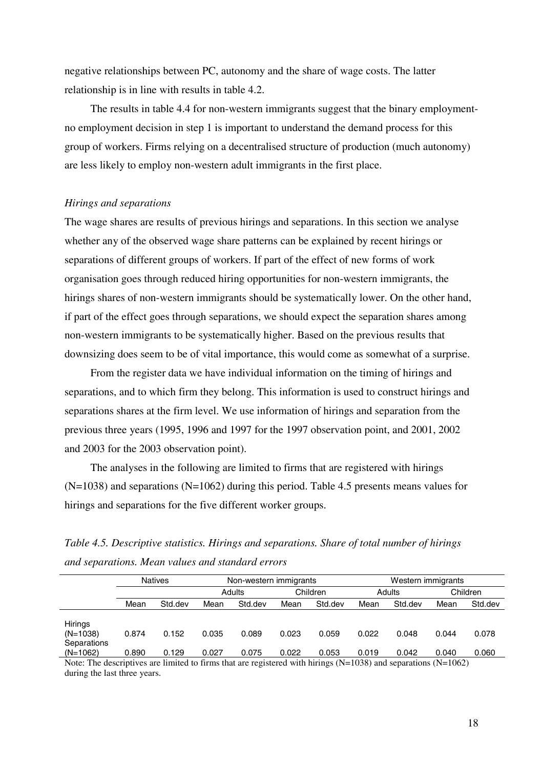negative relationships between PC, autonomy and the share of wage costs. The latter relationship is in line with results in table 4.2.

The results in table 4.4 for non-western immigrants suggest that the binary employment-no employment decision in step 1 is important to understand the demand process for this group of workers. Firms relying on a decentralised structure of production (much autonomy) are less likely to employ non-western adult immigrants in the first place.

*Hirings and separations*

The wage shares are results of previous hirings and separations. In this section we analyse whether any of the observed wage share patterns can be explained by recent hirings or separations of different groups of workers. If part of the effect of new forms of work organisation goes through reduced hiring opportunities for non-western immigrants, the hirings shares of non-western immigrants should be systematically lower. On the other hand, if part of the effect goes through separations, we should expect the separation shares among non-western immigrants to be systematically higher. Based on the previous results that downsizing does seem to be of vital importance, this would come as somewhat of a surprise.

From the register data we have individual information on the timing of hirings and separations, and to which firm they belong. This information is used to construct hirings and separations shares at the firm level. We use information of hirings and separation from the previous three years (1995, 1996 and 1997 for the 1997 observation point, and 2001, 2002 and 2003 for the 2003 observation point).

The analyses in the following are limited to firms that are registered with hirings (N=1038) and separations (N=1062) during this period. Table 4.5 presents means values for hirings and separations for the five different worker groups.

*Table 4.5. Descriptive statistics. Hirings and separations. Share of total number of hirings and separations. Mean values and standard errors*

| | Natives | | Non-western immigrants | | | | Western immigrants | | | |
|---|---|---|---|---|---|---|---|---|---|---|
| | | | Adults | | Children | | Adults | | Children | |
| | Mean | Std.dev | Mean | Std.dev | Mean | Std.dev | Mean | Std.dev | Mean | Std.dev |
| Hirings (N=1038) | 0.874 | 0.152 | 0.035 | 0.089 | 0.023 | 0.059 | 0.022 | 0.048 | 0.044 | 0.078 |
| Separations (N=1062) | 0.890 | 0.129 | 0.027 | 0.075 | 0.022 | 0.053 | 0.019 | 0.042 | 0.040 | 0.060 |

Note: The descriptives are limited to firms that are registered with hirings (N=1038) and separations (N=1062) during the last three years.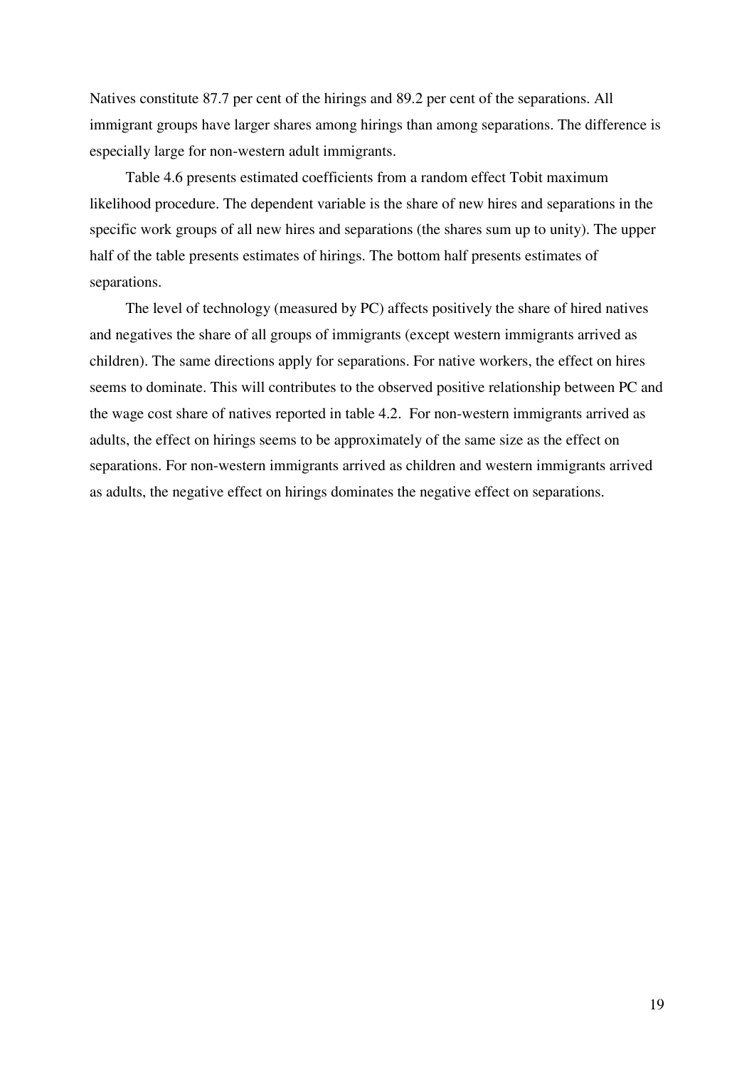Natives constitute 87.7 per cent of the hirings and 89.2 per cent of the separations. All immigrant groups have larger shares among hirings than among separations. The difference is especially large for non-western adult immigrants.

Table 4.6 presents estimated coefficients from a random effect Tobit maximum likelihood procedure. The dependent variable is the share of new hires and separations in the specific work groups of all new hires and separations (the shares sum up to unity). The upper half of the table presents estimates of hirings. The bottom half presents estimates of separations.

The level of technology (measured by PC) affects positively the share of hired natives and negatives the share of all groups of immigrants (except western immigrants arrived as children). The same directions apply for separations. For native workers, the effect on hires seems to dominate. This will contributes to the observed positive relationship between PC and the wage cost share of natives reported in table 4.2. For non-western immigrants arrived as adults, the effect on hirings seems to be approximately of the same size as the effect on separations. For non-western immigrants arrived as children and western immigrants arrived as adults, the negative effect on hirings dominates the negative effect on separations.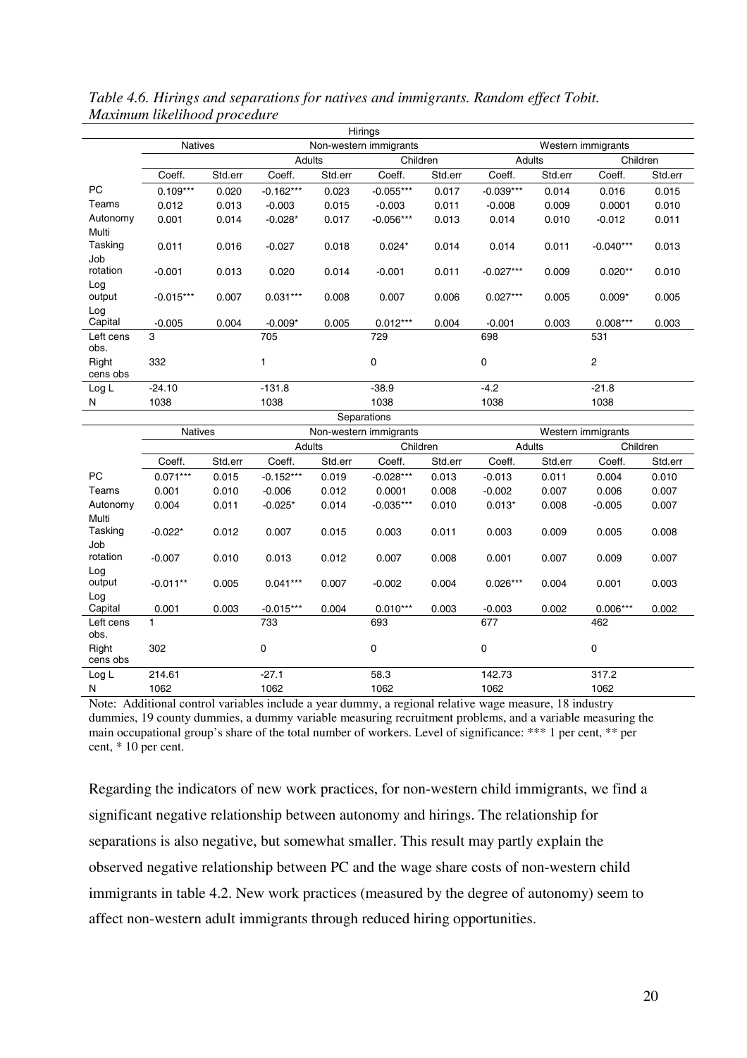*Table 4.6. Hirings and separations for natives and immigrants. Random effect Tobit. Maximum likelihood procedure*

| | Hirings | | | | | | | | | |
|---|---|---|---|---|---|---|---|---|---|---|
| | Natives | | Non-western immigrants | | | | Western immigrants | | | |
| | | | Adults | | Children | | Adults | | Children | |
| | Coeff. | Std.err | Coeff. | Std.err | Coeff. | Std.err | Coeff. | Std.err | Coeff. | Std.err |
| PC | 0.109*** | 0.020 | -0.162*** | 0.023 | -0.055*** | 0.017 | -0.039*** | 0.014 | 0.016 | 0.015 |
| Teams | 0.012 | 0.013 | -0.003 | 0.015 | -0.003 | 0.011 | -0.008 | 0.009 | 0.0001 | 0.010 |
| Autonomy | 0.001 | 0.014 | -0.028* | 0.017 | -0.056*** | 0.013 | 0.014 | 0.010 | -0.012 | 0.011 |
| Multi Tasking | 0.011 | 0.016 | -0.027 | 0.018 | 0.024* | 0.014 | 0.014 | 0.011 | -0.040*** | 0.013 |
| Job rotation | -0.001 | 0.013 | 0.020 | 0.014 | -0.001 | 0.011 | -0.027*** | 0.009 | 0.020** | 0.010 |
| Log output | -0.015*** | 0.007 | 0.031*** | 0.008 | 0.007 | 0.006 | 0.027*** | 0.005 | 0.009* | 0.005 |
| Log Capital | -0.005 | 0.004 | -0.009* | 0.005 | 0.012*** | 0.004 | -0.001 | 0.003 | 0.008*** | 0.003 |
| Left cens obs. | 3 | | 705 | | 729 | | 698 | | 531 | |
| Right cens obs | 332 | | 1 | | 0 | | 0 | | 2 | |
| Log L | -24.10 | | -131.8 | | -38.9 | | -4.2 | | -21.8 | |
| N | 1038 | | 1038 | | 1038 | | 1038 | | 1038 | |
| | **Separations** | | | | | | | | | |
| | Natives | | Non-western immigrants | | | | Western immigrants | | | |
| | | | Adults | | Children | | Adults | | Children | |
| | Coeff. | Std.err | Coeff. | Std.err | Coeff. | Std.err | Coeff. | Std.err | Coeff. | Std.err |
| PC | 0.071*** | 0.015 | -0.152*** | 0.019 | -0.028*** | 0.013 | -0.013 | 0.011 | 0.004 | 0.010 |
| Teams | 0.001 | 0.010 | -0.006 | 0.012 | 0.0001 | 0.008 | -0.002 | 0.007 | 0.006 | 0.007 |
| Autonomy | 0.004 | 0.011 | -0.025* | 0.014 | -0.035*** | 0.010 | 0.013* | 0.008 | -0.005 | 0.007 |
| Multi Tasking | -0.022* | 0.012 | 0.007 | 0.015 | 0.003 | 0.011 | 0.003 | 0.009 | 0.005 | 0.008 |
| Job rotation | -0.007 | 0.010 | 0.013 | 0.012 | 0.007 | 0.008 | 0.001 | 0.007 | 0.009 | 0.007 |
| Log output | -0.011** | 0.005 | 0.041*** | 0.007 | -0.002 | 0.004 | 0.026*** | 0.004 | 0.001 | 0.003 |
| Log Capital | 0.001 | 0.003 | -0.015*** | 0.004 | 0.010*** | 0.003 | -0.003 | 0.002 | 0.006*** | 0.002 |
| Left cens obs. | 1 | | 733 | | 693 | | 677 | | 462 | |
| Right cens obs | 302 | | 0 | | 0 | | 0 | | 0 | |
| Log L | 214.61 | | -27.1 | | 58.3 | | 142.73 | | 317.2 | |
| N | 1062 | | 1062 | | 1062 | | 1062 | | 1062 | |

Note: Additional control variables include a year dummy, a regional relative wage measure, 18 industry dummies, 19 county dummies, a dummy variable measuring recruitment problems, and a variable measuring the main occupational group's share of the total number of workers. Level of significance: *** 1 per cent, ** per cent, * 10 per cent.

Regarding the indicators of new work practices, for non-western child immigrants, we find a significant negative relationship between autonomy and hirings. The relationship for separations is also negative, but somewhat smaller. This result may partly explain the observed negative relationship between PC and the wage share costs of non-western child immigrants in table 4.2. New work practices (measured by the degree of autonomy) seem to affect non-western adult immigrants through reduced hiring opportunities.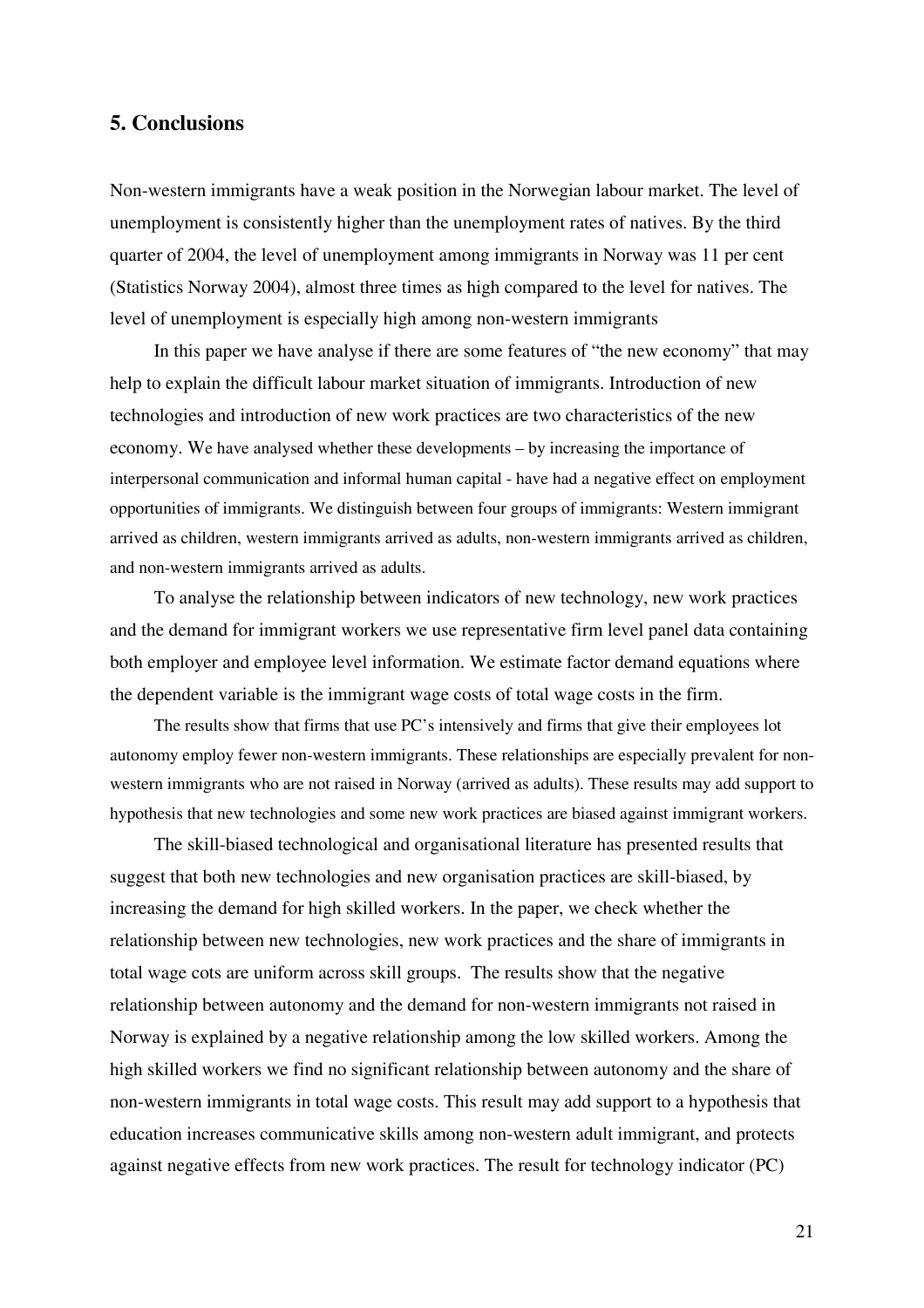## 5. Conclusions

Non-western immigrants have a weak position in the Norwegian labour market. The level of unemployment is consistently higher than the unemployment rates of natives. By the third quarter of 2004, the level of unemployment among immigrants in Norway was 11 per cent (Statistics Norway 2004), almost three times as high compared to the level for natives. The level of unemployment is especially high among non-western immigrants

In this paper we have analyse if there are some features of "the new economy" that may help to explain the difficult labour market situation of immigrants. Introduction of new technologies and introduction of new work practices are two characteristics of the new economy. We have analysed whether these developments – by increasing the importance of interpersonal communication and informal human capital - have had a negative effect on employment opportunities of immigrants. We distinguish between four groups of immigrants: Western immigrant arrived as children, western immigrants arrived as adults, non-western immigrants arrived as children, and non-western immigrants arrived as adults.

To analyse the relationship between indicators of new technology, new work practices and the demand for immigrant workers we use representative firm level panel data containing both employer and employee level information. We estimate factor demand equations where the dependent variable is the immigrant wage costs of total wage costs in the firm.

The results show that firms that use PC's intensively and firms that give their employees lot autonomy employ fewer non-western immigrants. These relationships are especially prevalent for non-western immigrants who are not raised in Norway (arrived as adults). These results may add support to hypothesis that new technologies and some new work practices are biased against immigrant workers.

The skill-biased technological and organisational literature has presented results that suggest that both new technologies and new organisation practices are skill-biased, by increasing the demand for high skilled workers. In the paper, we check whether the relationship between new technologies, new work practices and the share of immigrants in total wage cots are uniform across skill groups. The results show that the negative relationship between autonomy and the demand for non-western immigrants not raised in Norway is explained by a negative relationship among the low skilled workers. Among the high skilled workers we find no significant relationship between autonomy and the share of non-western immigrants in total wage costs. This result may add support to a hypothesis that education increases communicative skills among non-western adult immigrant, and protects against negative effects from new work practices. The result for technology indicator (PC)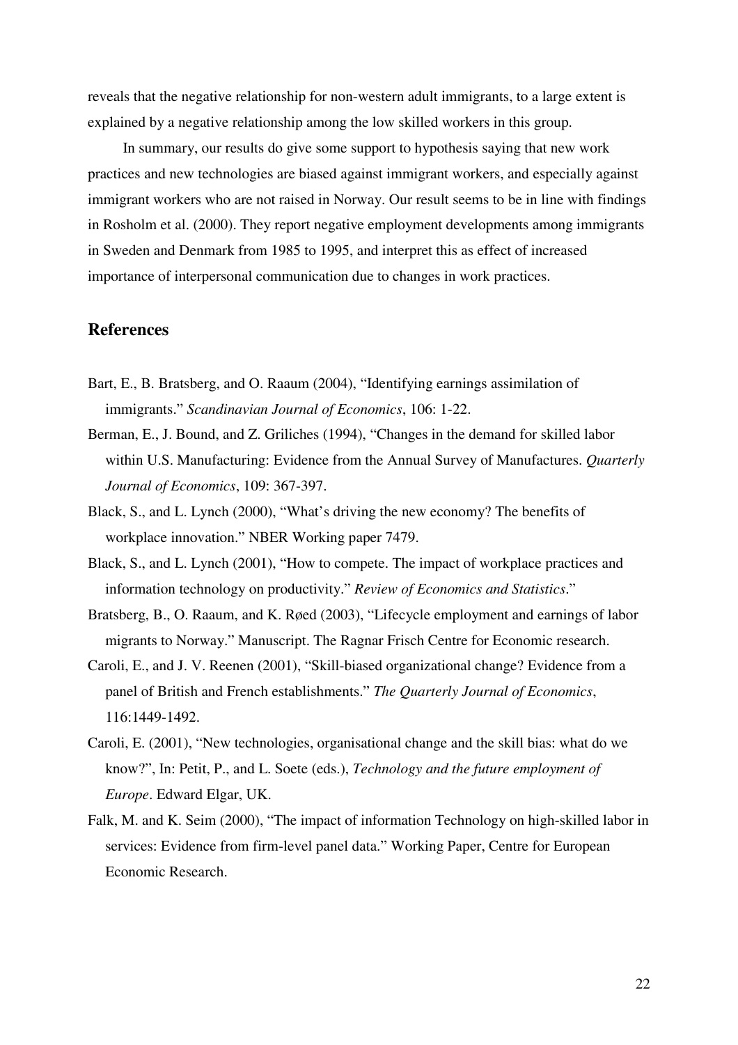reveals that the negative relationship for non-western adult immigrants, to a large extent is explained by a negative relationship among the low skilled workers in this group.

In summary, our results do give some support to hypothesis saying that new work practices and new technologies are biased against immigrant workers, and especially against immigrant workers who are not raised in Norway. Our result seems to be in line with findings in Rosholm et al. (2000). They report negative employment developments among immigrants in Sweden and Denmark from 1985 to 1995, and interpret this as effect of increased importance of interpersonal communication due to changes in work practices.

## References

Bart, E., B. Bratsberg, and O. Raaum (2004), "Identifying earnings assimilation of immigrants." *Scandinavian Journal of Economics*, 106: 1-22.

Berman, E., J. Bound, and Z. Griliches (1994), "Changes in the demand for skilled labor within U.S. Manufacturing: Evidence from the Annual Survey of Manufactures. *Quarterly Journal of Economics*, 109: 367-397.

Black, S., and L. Lynch (2000), "What's driving the new economy? The benefits of workplace innovation." NBER Working paper 7479.

Black, S., and L. Lynch (2001), "How to compete. The impact of workplace practices and information technology on productivity." *Review of Economics and Statistics*."

Bratsberg, B., O. Raaum, and K. Røed (2003), "Lifecycle employment and earnings of labor migrants to Norway." Manuscript. The Ragnar Frisch Centre for Economic research.

Caroli, E., and J. V. Reenen (2001), "Skill-biased organizational change? Evidence from a panel of British and French establishments." *The Quarterly Journal of Economics*, 116:1449-1492.

Caroli, E. (2001), "New technologies, organisational change and the skill bias: what do we know?", In: Petit, P., and L. Soete (eds.), *Technology and the future employment of Europe*. Edward Elgar, UK.

Falk, M. and K. Seim (2000), "The impact of information Technology on high-skilled labor in services: Evidence from firm-level panel data." Working Paper, Centre for European Economic Research.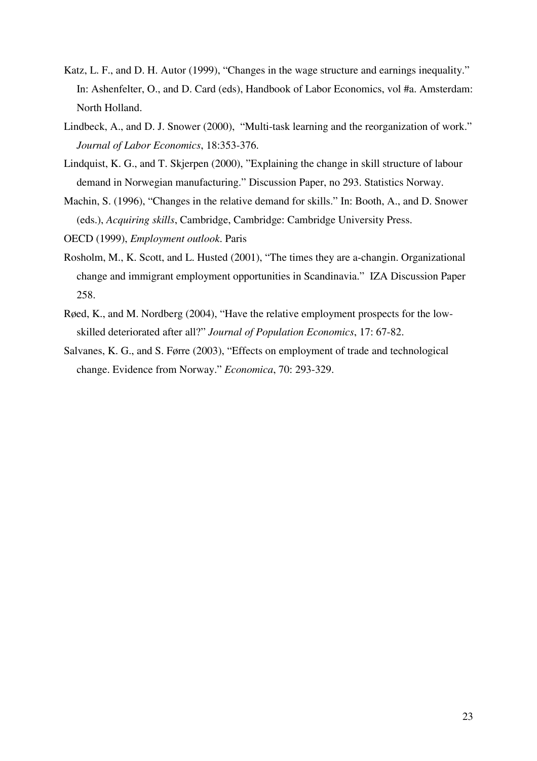Katz, L. F., and D. H. Autor (1999), "Changes in the wage structure and earnings inequality." In: Ashenfelter, O., and D. Card (eds), Handbook of Labor Economics, vol #a. Amsterdam: North Holland.

Lindbeck, A., and D. J. Snower (2000), "Multi-task learning and the reorganization of work." *Journal of Labor Economics*, 18:353-376.

Lindquist, K. G., and T. Skjerpen (2000), "Explaining the change in skill structure of labour demand in Norwegian manufacturing." Discussion Paper, no 293. Statistics Norway.

Machin, S. (1996), "Changes in the relative demand for skills." In: Booth, A., and D. Snower (eds.), *Acquiring skills*, Cambridge, Cambridge: Cambridge University Press.

OECD (1999), *Employment outlook*. Paris

Rosholm, M., K. Scott, and L. Husted (2001), "The times they are a-changin. Organizational change and immigrant employment opportunities in Scandinavia." IZA Discussion Paper 258.

Røed, K., and M. Nordberg (2004), "Have the relative employment prospects for the low-skilled deteriorated after all?" *Journal of Population Economics*, 17: 67-82.

Salvanes, K. G., and S. Førre (2003), "Effects on employment of trade and technological change. Evidence from Norway." *Economica*, 70: 293-329.